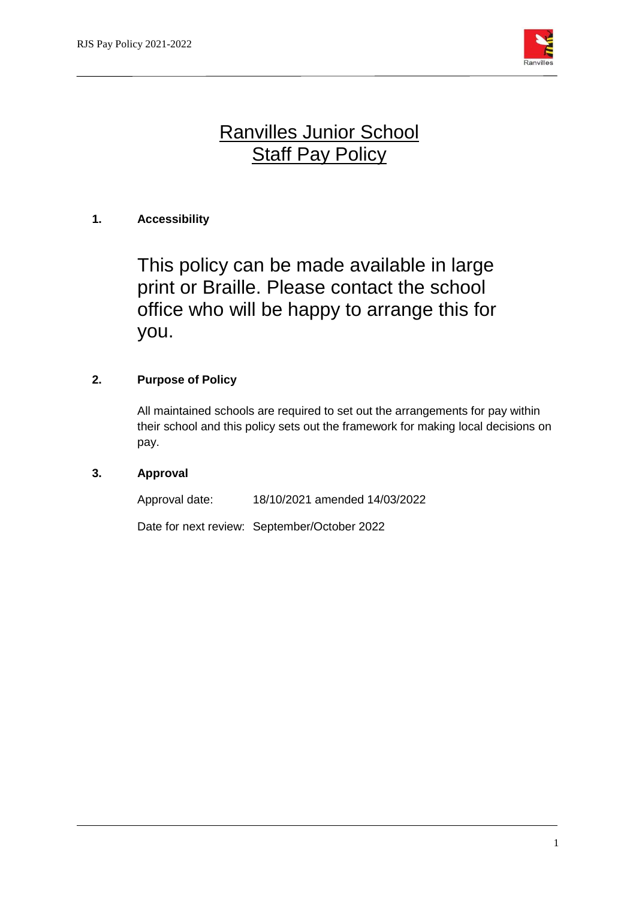# Ranvilles Junior School
# Staff Pay Policy

**1. Accessibility**

This policy can be made available in large print or Braille. Please contact the school office who will be happy to arrange this for you.

**2. Purpose of Policy**

All maintained schools are required to set out the arrangements for pay within their school and this policy sets out the framework for making local decisions on pay.

**3. Approval**

Approval date: 18/10/2021 amended 14/03/2022

Date for next review: September/October 2022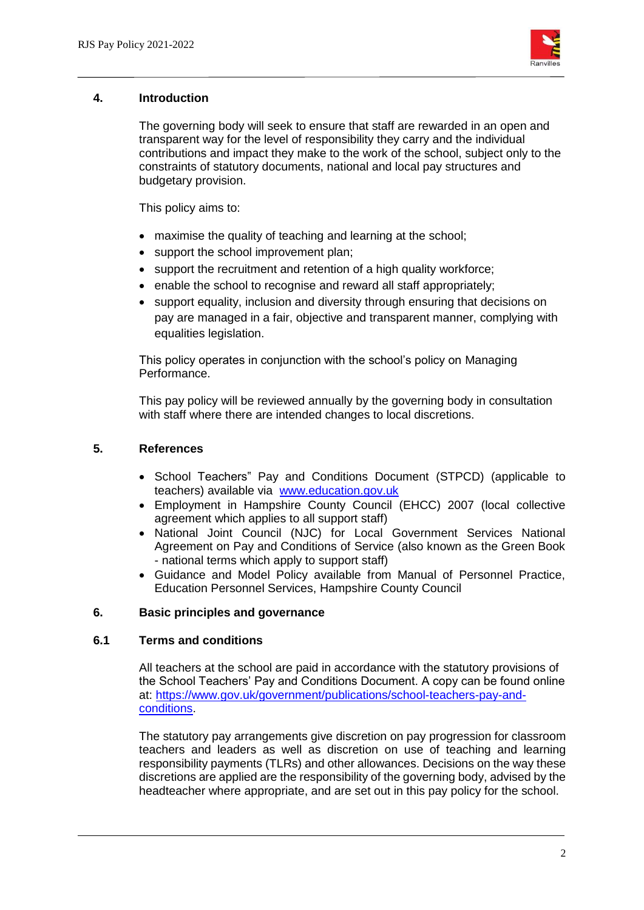## 4. Introduction

The governing body will seek to ensure that staff are rewarded in an open and transparent way for the level of responsibility they carry and the individual contributions and impact they make to the work of the school, subject only to the constraints of statutory documents, national and local pay structures and budgetary provision.

This policy aims to:

- maximise the quality of teaching and learning at the school;
- support the school improvement plan;
- support the recruitment and retention of a high quality workforce;
- enable the school to recognise and reward all staff appropriately;
- support equality, inclusion and diversity through ensuring that decisions on pay are managed in a fair, objective and transparent manner, complying with equalities legislation.

This policy operates in conjunction with the school's policy on Managing Performance.

This pay policy will be reviewed annually by the governing body in consultation with staff where there are intended changes to local discretions.

## 5. References

- School Teachers" Pay and Conditions Document (STPCD) (applicable to teachers) available via [www.education.gov.uk](www.education.gov.uk)
- Employment in Hampshire County Council (EHCC) 2007 (local collective agreement which applies to all support staff)
- National Joint Council (NJC) for Local Government Services National Agreement on Pay and Conditions of Service (also known as the Green Book - national terms which apply to support staff)
- Guidance and Model Policy available from Manual of Personnel Practice, Education Personnel Services, Hampshire County Council

## 6. Basic principles and governance

### 6.1 Terms and conditions

All teachers at the school are paid in accordance with the statutory provisions of the School Teachers' Pay and Conditions Document. A copy can be found online at: [https://www.gov.uk/government/publications/school-teachers-pay-and-conditions](https://www.gov.uk/government/publications/school-teachers-pay-and-conditions).

The statutory pay arrangements give discretion on pay progression for classroom teachers and leaders as well as discretion on use of teaching and learning responsibility payments (TLRs) and other allowances. Decisions on the way these discretions are applied are the responsibility of the governing body, advised by the headteacher where appropriate, and are set out in this pay policy for the school.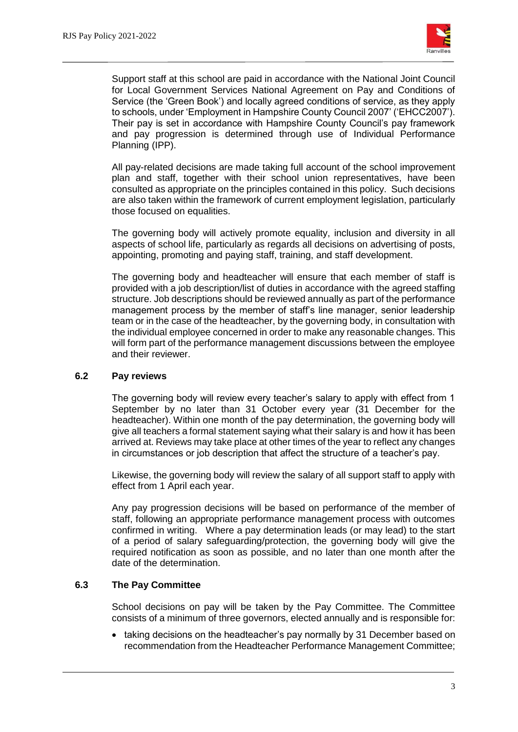Support staff at this school are paid in accordance with the National Joint Council for Local Government Services National Agreement on Pay and Conditions of Service (the 'Green Book') and locally agreed conditions of service, as they apply to schools, under 'Employment in Hampshire County Council 2007' ('EHCC2007'). Their pay is set in accordance with Hampshire County Council's pay framework and pay progression is determined through use of Individual Performance Planning (IPP).

All pay-related decisions are made taking full account of the school improvement plan and staff, together with their school union representatives, have been consulted as appropriate on the principles contained in this policy. Such decisions are also taken within the framework of current employment legislation, particularly those focused on equalities.

The governing body will actively promote equality, inclusion and diversity in all aspects of school life, particularly as regards all decisions on advertising of posts, appointing, promoting and paying staff, training, and staff development.

The governing body and headteacher will ensure that each member of staff is provided with a job description/list of duties in accordance with the agreed staffing structure. Job descriptions should be reviewed annually as part of the performance management process by the member of staff's line manager, senior leadership team or in the case of the headteacher, by the governing body, in consultation with the individual employee concerned in order to make any reasonable changes. This will form part of the performance management discussions between the employee and their reviewer.

### 6.2 Pay reviews

The governing body will review every teacher's salary to apply with effect from 1 September by no later than 31 October every year (31 December for the headteacher). Within one month of the pay determination, the governing body will give all teachers a formal statement saying what their salary is and how it has been arrived at. Reviews may take place at other times of the year to reflect any changes in circumstances or job description that affect the structure of a teacher's pay.

Likewise, the governing body will review the salary of all support staff to apply with effect from 1 April each year.

Any pay progression decisions will be based on performance of the member of staff, following an appropriate performance management process with outcomes confirmed in writing. Where a pay determination leads (or may lead) to the start of a period of salary safeguarding/protection, the governing body will give the required notification as soon as possible, and no later than one month after the date of the determination.

### 6.3 The Pay Committee

School decisions on pay will be taken by the Pay Committee. The Committee consists of a minimum of three governors, elected annually and is responsible for:

- taking decisions on the headteacher's pay normally by 31 December based on recommendation from the Headteacher Performance Management Committee;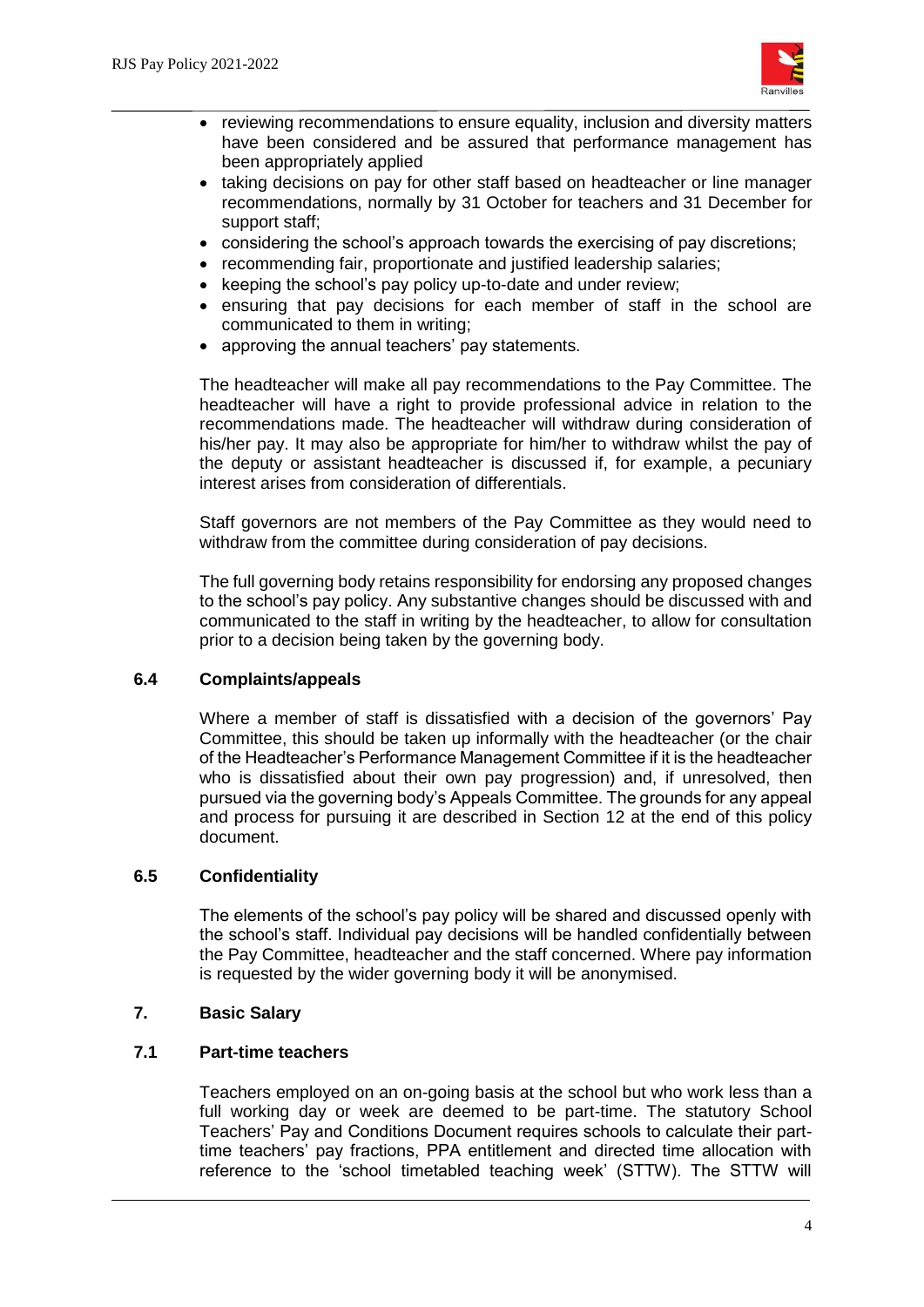- reviewing recommendations to ensure equality, inclusion and diversity matters have been considered and be assured that performance management has been appropriately applied
- taking decisions on pay for other staff based on headteacher or line manager recommendations, normally by 31 October for teachers and 31 December for support staff;
- considering the school's approach towards the exercising of pay discretions;
- recommending fair, proportionate and justified leadership salaries;
- keeping the school's pay policy up-to-date and under review;
- ensuring that pay decisions for each member of staff in the school are communicated to them in writing;
- approving the annual teachers' pay statements.

The headteacher will make all pay recommendations to the Pay Committee. The headteacher will have a right to provide professional advice in relation to the recommendations made. The headteacher will withdraw during consideration of his/her pay. It may also be appropriate for him/her to withdraw whilst the pay of the deputy or assistant headteacher is discussed if, for example, a pecuniary interest arises from consideration of differentials.

Staff governors are not members of the Pay Committee as they would need to withdraw from the committee during consideration of pay decisions.

The full governing body retains responsibility for endorsing any proposed changes to the school's pay policy. Any substantive changes should be discussed with and communicated to the staff in writing by the headteacher, to allow for consultation prior to a decision being taken by the governing body.

### 6.4 Complaints/appeals

Where a member of staff is dissatisfied with a decision of the governors' Pay Committee, this should be taken up informally with the headteacher (or the chair of the Headteacher's Performance Management Committee if it is the headteacher who is dissatisfied about their own pay progression) and, if unresolved, then pursued via the governing body's Appeals Committee. The grounds for any appeal and process for pursuing it are described in Section 12 at the end of this policy document.

### 6.5 Confidentiality

The elements of the school's pay policy will be shared and discussed openly with the school's staff. Individual pay decisions will be handled confidentially between the Pay Committee, headteacher and the staff concerned. Where pay information is requested by the wider governing body it will be anonymised.

## 7. Basic Salary

### 7.1 Part-time teachers

Teachers employed on an on-going basis at the school but who work less than a full working day or week are deemed to be part-time. The statutory School Teachers' Pay and Conditions Document requires schools to calculate their part-time teachers' pay fractions, PPA entitlement and directed time allocation with reference to the 'school timetabled teaching week' (STTW). The STTW will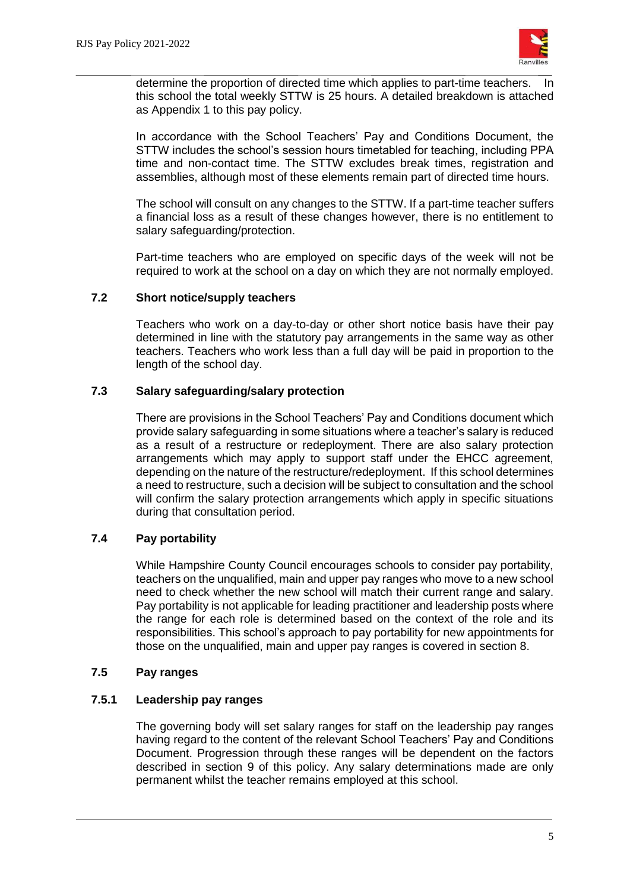determine the proportion of directed time which applies to part-time teachers. In this school the total weekly STTW is 25 hours. A detailed breakdown is attached as Appendix 1 to this pay policy.

In accordance with the School Teachers' Pay and Conditions Document, the STTW includes the school's session hours timetabled for teaching, including PPA time and non-contact time. The STTW excludes break times, registration and assemblies, although most of these elements remain part of directed time hours.

The school will consult on any changes to the STTW. If a part-time teacher suffers a financial loss as a result of these changes however, there is no entitlement to salary safeguarding/protection.

Part-time teachers who are employed on specific days of the week will not be required to work at the school on a day on which they are not normally employed.

### 7.2 Short notice/supply teachers

Teachers who work on a day-to-day or other short notice basis have their pay determined in line with the statutory pay arrangements in the same way as other teachers. Teachers who work less than a full day will be paid in proportion to the length of the school day.

### 7.3 Salary safeguarding/salary protection

There are provisions in the School Teachers' Pay and Conditions document which provide salary safeguarding in some situations where a teacher's salary is reduced as a result of a restructure or redeployment. There are also salary protection arrangements which may apply to support staff under the EHCC agreement, depending on the nature of the restructure/redeployment. If this school determines a need to restructure, such a decision will be subject to consultation and the school will confirm the salary protection arrangements which apply in specific situations during that consultation period.

### 7.4 Pay portability

While Hampshire County Council encourages schools to consider pay portability, teachers on the unqualified, main and upper pay ranges who move to a new school need to check whether the new school will match their current range and salary. Pay portability is not applicable for leading practitioner and leadership posts where the range for each role is determined based on the context of the role and its responsibilities. This school's approach to pay portability for new appointments for those on the unqualified, main and upper pay ranges is covered in section 8.

### 7.5 Pay ranges

#### 7.5.1 Leadership pay ranges

The governing body will set salary ranges for staff on the leadership pay ranges having regard to the content of the relevant School Teachers' Pay and Conditions Document. Progression through these ranges will be dependent on the factors described in section 9 of this policy. Any salary determinations made are only permanent whilst the teacher remains employed at this school.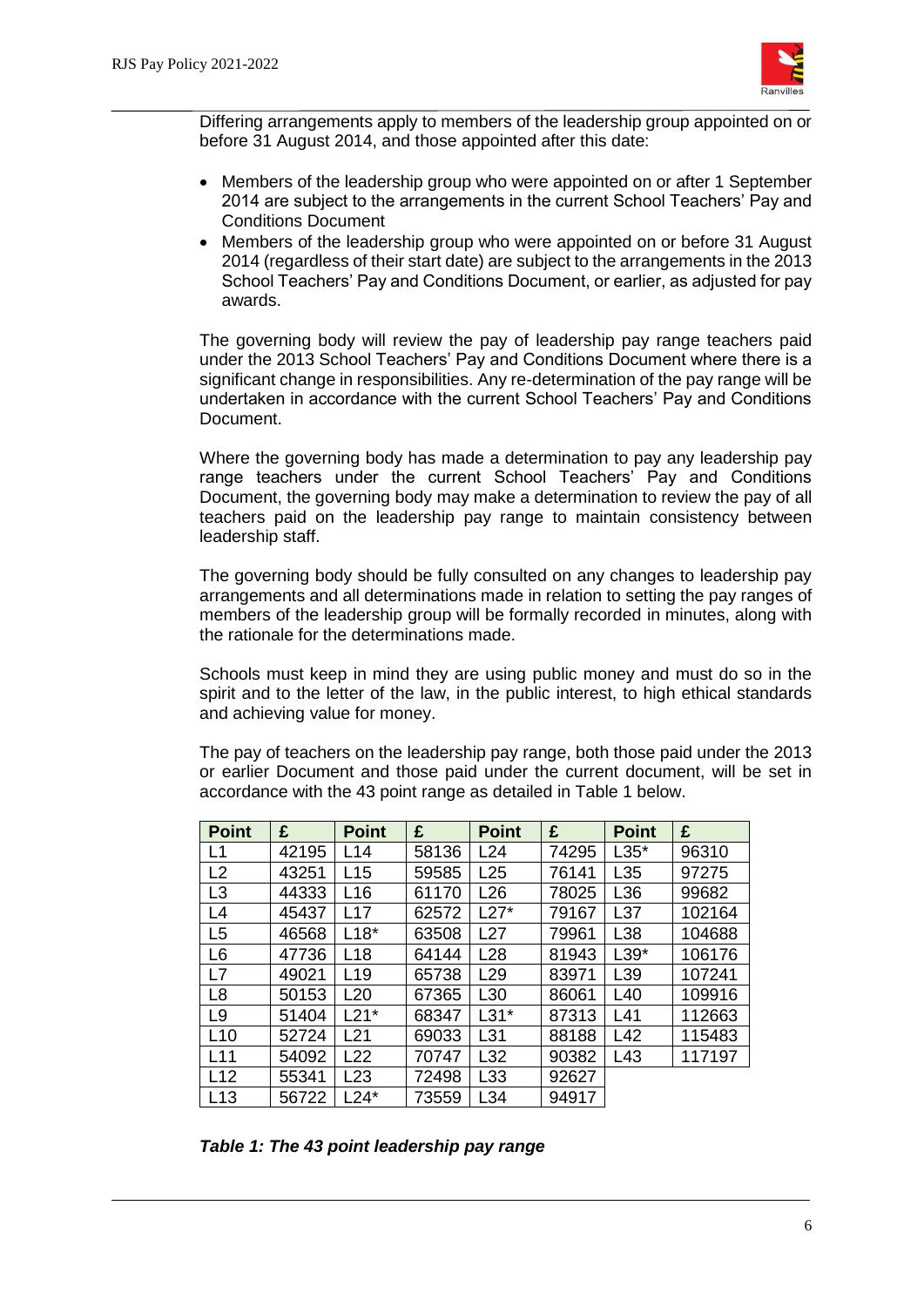Differing arrangements apply to members of the leadership group appointed on or before 31 August 2014, and those appointed after this date:

- Members of the leadership group who were appointed on or after 1 September 2014 are subject to the arrangements in the current School Teachers' Pay and Conditions Document
- Members of the leadership group who were appointed on or before 31 August 2014 (regardless of their start date) are subject to the arrangements in the 2013 School Teachers' Pay and Conditions Document, or earlier, as adjusted for pay awards.

The governing body will review the pay of leadership pay range teachers paid under the 2013 School Teachers' Pay and Conditions Document where there is a significant change in responsibilities. Any re-determination of the pay range will be undertaken in accordance with the current School Teachers' Pay and Conditions Document.

Where the governing body has made a determination to pay any leadership pay range teachers under the current School Teachers' Pay and Conditions Document, the governing body may make a determination to review the pay of all teachers paid on the leadership pay range to maintain consistency between leadership staff.

The governing body should be fully consulted on any changes to leadership pay arrangements and all determinations made in relation to setting the pay ranges of members of the leadership group will be formally recorded in minutes, along with the rationale for the determinations made.

Schools must keep in mind they are using public money and must do so in the spirit and to the letter of the law, in the public interest, to high ethical standards and achieving value for money.

The pay of teachers on the leadership pay range, both those paid under the 2013 or earlier Document and those paid under the current document, will be set in accordance with the 43 point range as detailed in Table 1 below.

| Point | £ | Point | £ | Point | £ | Point | £ |
|---|---|---|---|---|---|---|---|
| L1 | 42195 | L14 | 58136 | L24 | 74295 | L35* | 96310 |
| L2 | 43251 | L15 | 59585 | L25 | 76141 | L35 | 97275 |
| L3 | 44333 | L16 | 61170 | L26 | 78025 | L36 | 99682 |
| L4 | 45437 | L17 | 62572 | L27* | 79167 | L37 | 102164 |
| L5 | 46568 | L18* | 63508 | L27 | 79961 | L38 | 104688 |
| L6 | 47736 | L18 | 64144 | L28 | 81943 | L39* | 106176 |
| L7 | 49021 | L19 | 65738 | L29 | 83971 | L39 | 107241 |
| L8 | 50153 | L20 | 67365 | L30 | 86061 | L40 | 109916 |
| L9 | 51404 | L21* | 68347 | L31* | 87313 | L41 | 112663 |
| L10 | 52724 | L21 | 69033 | L31 | 88188 | L42 | 115483 |
| L11 | 54092 | L22 | 70747 | L32 | 90382 | L43 | 117197 |
| L12 | 55341 | L23 | 72498 | L33 | 92627 | | |
| L13 | 56722 | L24* | 73559 | L34 | 94917 | | |

***Table 1: The 43 point leadership pay range***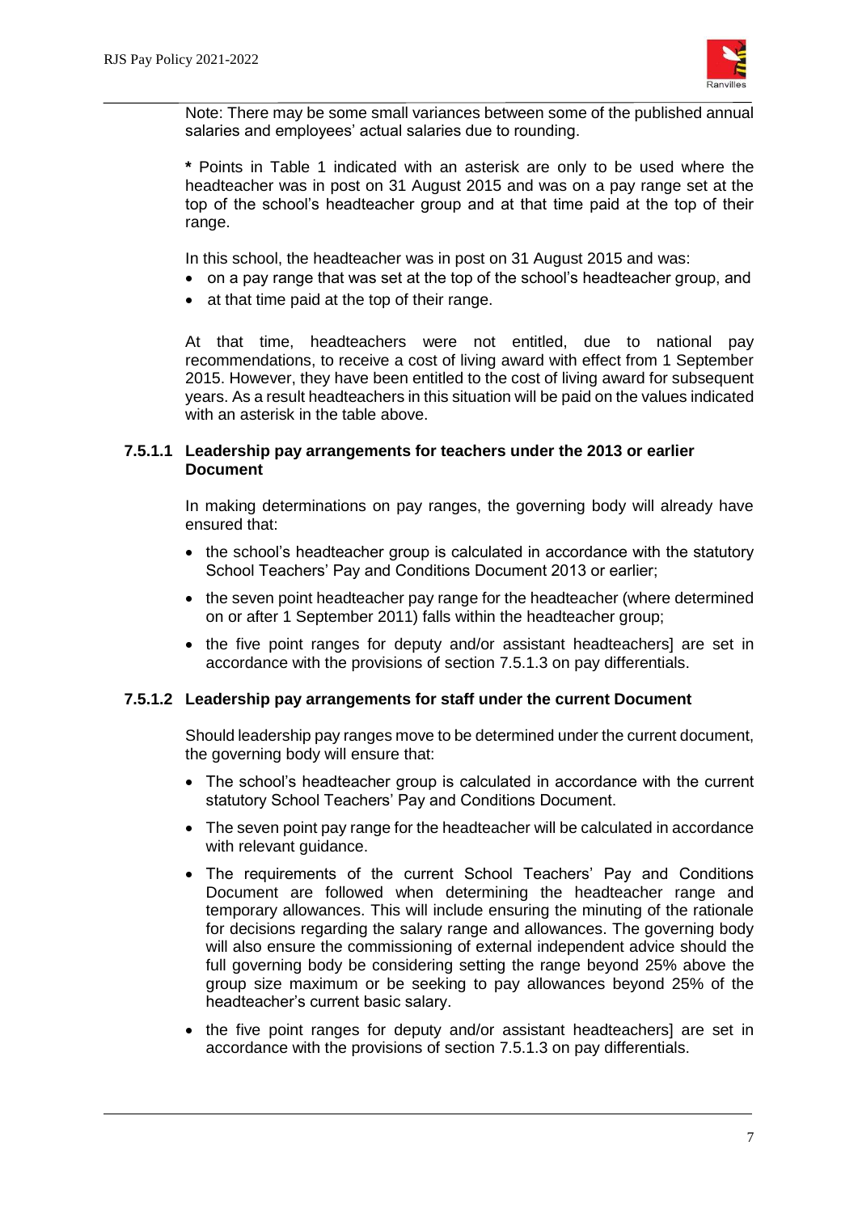Note: There may be some small variances between some of the published annual salaries and employees' actual salaries due to rounding.

**\*** Points in Table 1 indicated with an asterisk are only to be used where the headteacher was in post on 31 August 2015 and was on a pay range set at the top of the school's headteacher group and at that time paid at the top of their range.

In this school, the headteacher was in post on 31 August 2015 and was:

- on a pay range that was set at the top of the school's headteacher group, and
- at that time paid at the top of their range.

At that time, headteachers were not entitled, due to national pay recommendations, to receive a cost of living award with effect from 1 September 2015. However, they have been entitled to the cost of living award for subsequent years. As a result headteachers in this situation will be paid on the values indicated with an asterisk in the table above.

#### 7.5.1.1 Leadership pay arrangements for teachers under the 2013 or earlier Document

In making determinations on pay ranges, the governing body will already have ensured that:

- the school's headteacher group is calculated in accordance with the statutory School Teachers' Pay and Conditions Document 2013 or earlier;
- the seven point headteacher pay range for the headteacher (where determined on or after 1 September 2011) falls within the headteacher group;
- the five point ranges for deputy and/or assistant headteachers] are set in accordance with the provisions of section 7.5.1.3 on pay differentials.

#### 7.5.1.2 Leadership pay arrangements for staff under the current Document

Should leadership pay ranges move to be determined under the current document, the governing body will ensure that:

- The school's headteacher group is calculated in accordance with the current statutory School Teachers' Pay and Conditions Document.
- The seven point pay range for the headteacher will be calculated in accordance with relevant guidance.
- The requirements of the current School Teachers' Pay and Conditions Document are followed when determining the headteacher range and temporary allowances. This will include ensuring the minuting of the rationale for decisions regarding the salary range and allowances. The governing body will also ensure the commissioning of external independent advice should the full governing body be considering setting the range beyond 25% above the group size maximum or be seeking to pay allowances beyond 25% of the headteacher's current basic salary.
- the five point ranges for deputy and/or assistant headteachers] are set in accordance with the provisions of section 7.5.1.3 on pay differentials.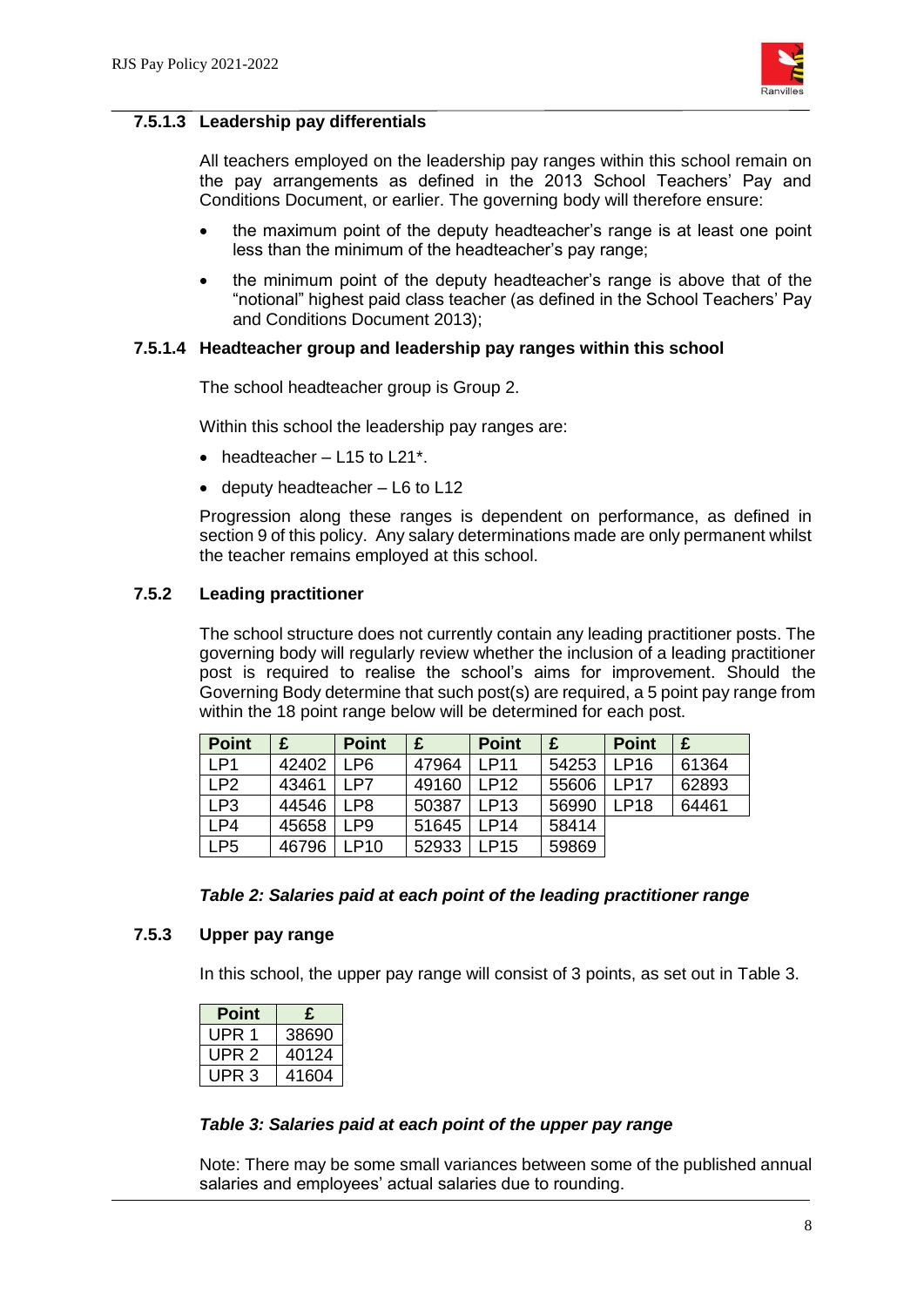#### 7.5.1.3 Leadership pay differentials

All teachers employed on the leadership pay ranges within this school remain on the pay arrangements as defined in the 2013 School Teachers' Pay and Conditions Document, or earlier. The governing body will therefore ensure:

- the maximum point of the deputy headteacher's range is at least one point less than the minimum of the headteacher's pay range;
- the minimum point of the deputy headteacher's range is above that of the "notional" highest paid class teacher (as defined in the School Teachers' Pay and Conditions Document 2013);

#### 7.5.1.4 Headteacher group and leadership pay ranges within this school

The school headteacher group is Group 2.

Within this school the leadership pay ranges are:

- headteacher – L15 to L21*.
- deputy headteacher – L6 to L12

Progression along these ranges is dependent on performance, as defined in section 9 of this policy. Any salary determinations made are only permanent whilst the teacher remains employed at this school.

### 7.5.2 Leading practitioner

The school structure does not currently contain any leading practitioner posts. The governing body will regularly review whether the inclusion of a leading practitioner post is required to realise the school's aims for improvement. Should the Governing Body determine that such post(s) are required, a 5 point pay range from within the 18 point range below will be determined for each post.

| Point | £ | Point | £ | Point | £ | Point | £ |
|---|---|---|---|---|---|---|---|
| LP1 | 42402 | LP6 | 47964 | LP11 | 54253 | LP16 | 61364 |
| LP2 | 43461 | LP7 | 49160 | LP12 | 55606 | LP17 | 62893 |
| LP3 | 44546 | LP8 | 50387 | LP13 | 56990 | LP18 | 64461 |
| LP4 | 45658 | LP9 | 51645 | LP14 | 58414 | | |
| LP5 | 46796 | LP10 | 52933 | LP15 | 59869 | | |

***Table 2: Salaries paid at each point of the leading practitioner range***

### 7.5.3 Upper pay range

In this school, the upper pay range will consist of 3 points, as set out in Table 3.

| Point | £ |
|---|---|
| UPR 1 | 38690 |
| UPR 2 | 40124 |
| UPR 3 | 41604 |

***Table 3: Salaries paid at each point of the upper pay range***

Note: There may be some small variances between some of the published annual salaries and employees' actual salaries due to rounding.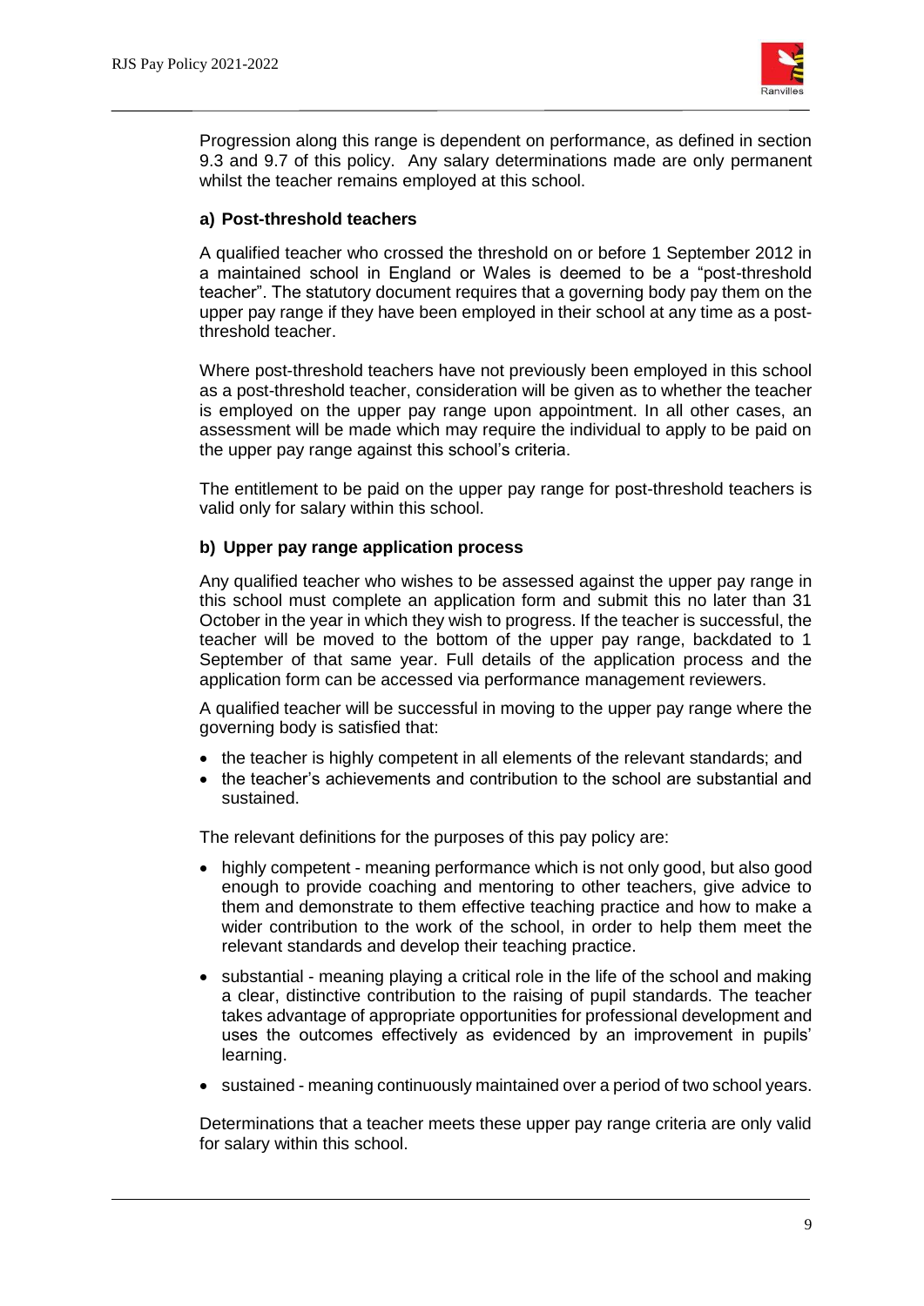Progression along this range is dependent on performance, as defined in section 9.3 and 9.7 of this policy. Any salary determinations made are only permanent whilst the teacher remains employed at this school.

**a) Post-threshold teachers**

A qualified teacher who crossed the threshold on or before 1 September 2012 in a maintained school in England or Wales is deemed to be a "post-threshold teacher". The statutory document requires that a governing body pay them on the upper pay range if they have been employed in their school at any time as a post-threshold teacher.

Where post-threshold teachers have not previously been employed in this school as a post-threshold teacher, consideration will be given as to whether the teacher is employed on the upper pay range upon appointment. In all other cases, an assessment will be made which may require the individual to apply to be paid on the upper pay range against this school's criteria.

The entitlement to be paid on the upper pay range for post-threshold teachers is valid only for salary within this school.

**b) Upper pay range application process**

Any qualified teacher who wishes to be assessed against the upper pay range in this school must complete an application form and submit this no later than 31 October in the year in which they wish to progress. If the teacher is successful, the teacher will be moved to the bottom of the upper pay range, backdated to 1 September of that same year. Full details of the application process and the application form can be accessed via performance management reviewers.

A qualified teacher will be successful in moving to the upper pay range where the governing body is satisfied that:

- the teacher is highly competent in all elements of the relevant standards; and
- the teacher's achievements and contribution to the school are substantial and sustained.

The relevant definitions for the purposes of this pay policy are:

- highly competent - meaning performance which is not only good, but also good enough to provide coaching and mentoring to other teachers, give advice to them and demonstrate to them effective teaching practice and how to make a wider contribution to the work of the school, in order to help them meet the relevant standards and develop their teaching practice.
- substantial - meaning playing a critical role in the life of the school and making a clear, distinctive contribution to the raising of pupil standards. The teacher takes advantage of appropriate opportunities for professional development and uses the outcomes effectively as evidenced by an improvement in pupils' learning.
- sustained - meaning continuously maintained over a period of two school years.

Determinations that a teacher meets these upper pay range criteria are only valid for salary within this school.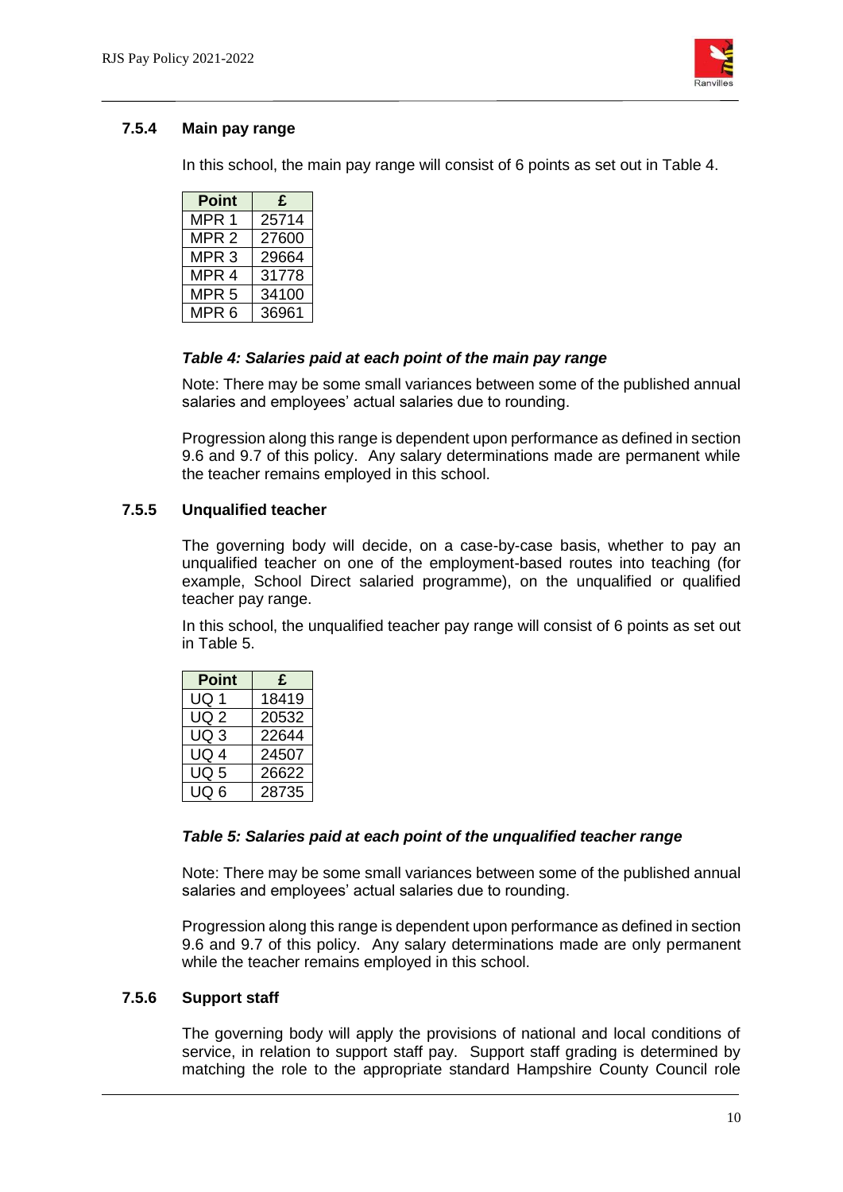### 7.5.4 Main pay range

In this school, the main pay range will consist of 6 points as set out in Table 4.

| Point | £ |
|---|---|
| MPR 1 | 25714 |
| MPR 2 | 27600 |
| MPR 3 | 29664 |
| MPR 4 | 31778 |
| MPR 5 | 34100 |
| MPR 6 | 36961 |

***Table 4: Salaries paid at each point of the main pay range***

Note: There may be some small variances between some of the published annual salaries and employees' actual salaries due to rounding.

Progression along this range is dependent upon performance as defined in section 9.6 and 9.7 of this policy. Any salary determinations made are permanent while the teacher remains employed in this school.

### 7.5.5 Unqualified teacher

The governing body will decide, on a case-by-case basis, whether to pay an unqualified teacher on one of the employment-based routes into teaching (for example, School Direct salaried programme), on the unqualified or qualified teacher pay range.

In this school, the unqualified teacher pay range will consist of 6 points as set out in Table 5.

| Point | £ |
|---|---|
| UQ 1 | 18419 |
| UQ 2 | 20532 |
| UQ 3 | 22644 |
| UQ 4 | 24507 |
| UQ 5 | 26622 |
| UQ 6 | 28735 |

***Table 5: Salaries paid at each point of the unqualified teacher range***

Note: There may be some small variances between some of the published annual salaries and employees' actual salaries due to rounding.

Progression along this range is dependent upon performance as defined in section 9.6 and 9.7 of this policy. Any salary determinations made are only permanent while the teacher remains employed in this school.

### 7.5.6 Support staff

The governing body will apply the provisions of national and local conditions of service, in relation to support staff pay. Support staff grading is determined by matching the role to the appropriate standard Hampshire County Council role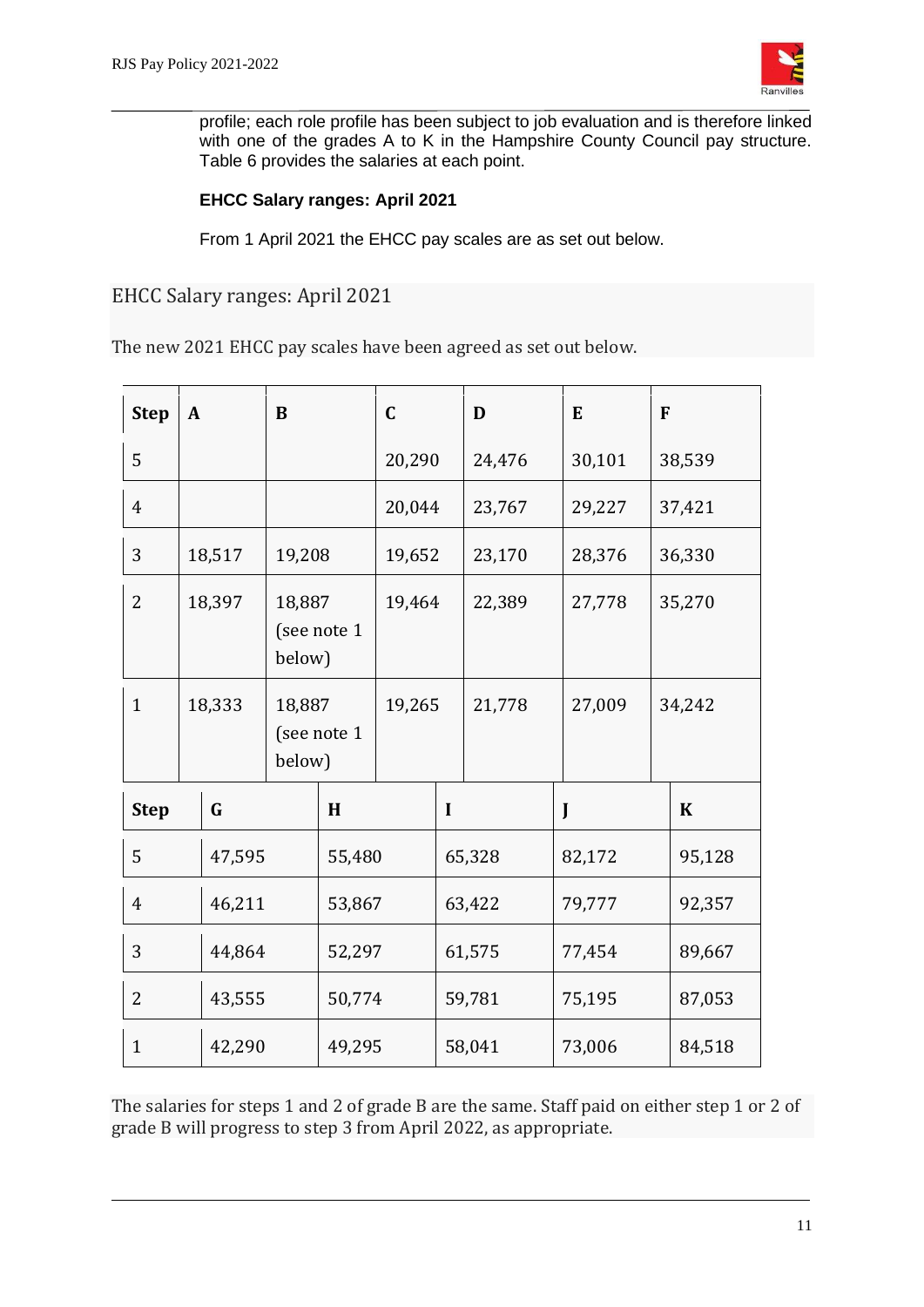profile; each role profile has been subject to job evaluation and is therefore linked with one of the grades A to K in the Hampshire County Council pay structure. Table 6 provides the salaries at each point.

**EHCC Salary ranges: April 2021**

From 1 April 2021 the EHCC pay scales are as set out below.

## EHCC Salary ranges: April 2021

The new 2021 EHCC pay scales have been agreed as set out below.

| Step | A | B | C | D | E | F |
|---|---|---|---|---|---|---|
| 5 | | | 20,290 | 24,476 | 30,101 | 38,539 |
| 4 | | | 20,044 | 23,767 | 29,227 | 37,421 |
| 3 | 18,517 | 19,208 | 19,652 | 23,170 | 28,376 | 36,330 |
| 2 | 18,397 | 18,887 (see note 1 below) | 19,464 | 22,389 | 27,778 | 35,270 |
| 1 | 18,333 | 18,887 (see note 1 below) | 19,265 | 21,778 | 27,009 | 34,242 |

| Step | G | H | I | J | K |
|---|---|---|---|---|---|
| 5 | 47,595 | 55,480 | 65,328 | 82,172 | 95,128 |
| 4 | 46,211 | 53,867 | 63,422 | 79,777 | 92,357 |
| 3 | 44,864 | 52,297 | 61,575 | 77,454 | 89,667 |
| 2 | 43,555 | 50,774 | 59,781 | 75,195 | 87,053 |
| 1 | 42,290 | 49,295 | 58,041 | 73,006 | 84,518 |

The salaries for steps 1 and 2 of grade B are the same. Staff paid on either step 1 or 2 of grade B will progress to step 3 from April 2022, as appropriate.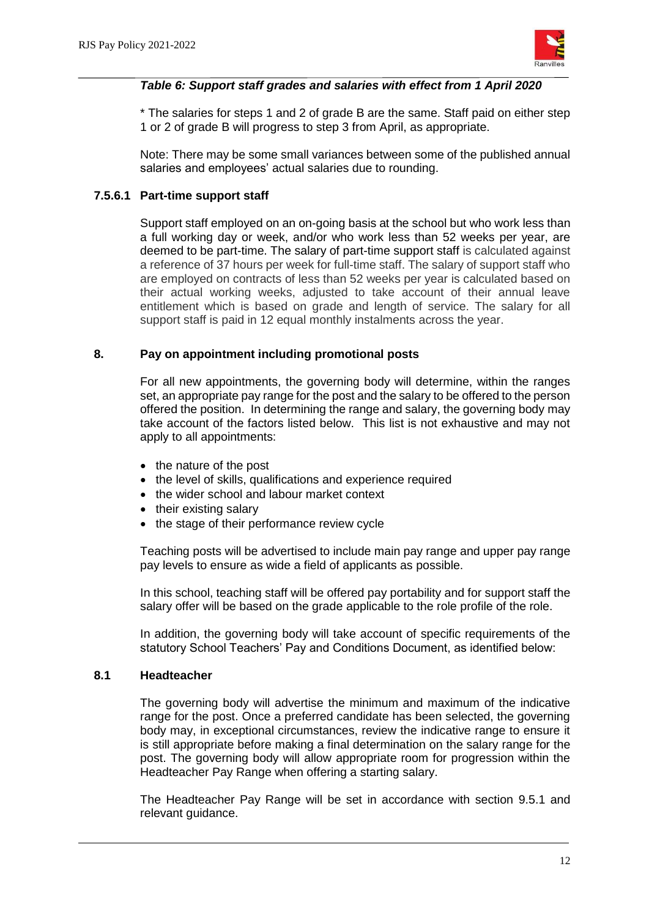*Table 6: Support staff grades and salaries with effect from 1 April 2020*

\* The salaries for steps 1 and 2 of grade B are the same. Staff paid on either step 1 or 2 of grade B will progress to step 3 from April, as appropriate.

Note: There may be some small variances between some of the published annual salaries and employees' actual salaries due to rounding.

### 7.5.6.1 Part-time support staff

Support staff employed on an on-going basis at the school but who work less than a full working day or week, and/or who work less than 52 weeks per year, are deemed to be part-time. The salary of part-time support staff is calculated against a reference of 37 hours per week for full-time staff. The salary of support staff who are employed on contracts of less than 52 weeks per year is calculated based on their actual working weeks, adjusted to take account of their annual leave entitlement which is based on grade and length of service. The salary for all support staff is paid in 12 equal monthly instalments across the year.

## 8. Pay on appointment including promotional posts

For all new appointments, the governing body will determine, within the ranges set, an appropriate pay range for the post and the salary to be offered to the person offered the position. In determining the range and salary, the governing body may take account of the factors listed below. This list is not exhaustive and may not apply to all appointments:

- the nature of the post
- the level of skills, qualifications and experience required
- the wider school and labour market context
- their existing salary
- the stage of their performance review cycle

Teaching posts will be advertised to include main pay range and upper pay range pay levels to ensure as wide a field of applicants as possible.

In this school, teaching staff will be offered pay portability and for support staff the salary offer will be based on the grade applicable to the role profile of the role.

In addition, the governing body will take account of specific requirements of the statutory School Teachers' Pay and Conditions Document, as identified below:

### 8.1 Headteacher

The governing body will advertise the minimum and maximum of the indicative range for the post. Once a preferred candidate has been selected, the governing body may, in exceptional circumstances, review the indicative range to ensure it is still appropriate before making a final determination on the salary range for the post. The governing body will allow appropriate room for progression within the Headteacher Pay Range when offering a starting salary.

The Headteacher Pay Range will be set in accordance with section 9.5.1 and relevant guidance.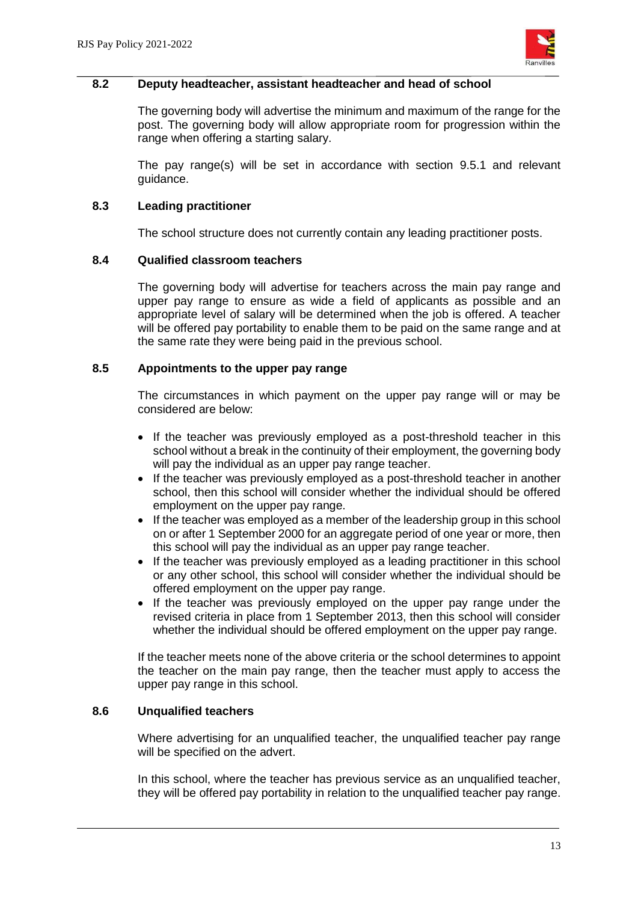### 8.2 Deputy headteacher, assistant headteacher and head of school

The governing body will advertise the minimum and maximum of the range for the post. The governing body will allow appropriate room for progression within the range when offering a starting salary.

The pay range(s) will be set in accordance with section 9.5.1 and relevant guidance.

### 8.3 Leading practitioner

The school structure does not currently contain any leading practitioner posts.

### 8.4 Qualified classroom teachers

The governing body will advertise for teachers across the main pay range and upper pay range to ensure as wide a field of applicants as possible and an appropriate level of salary will be determined when the job is offered. A teacher will be offered pay portability to enable them to be paid on the same range and at the same rate they were being paid in the previous school.

### 8.5 Appointments to the upper pay range

The circumstances in which payment on the upper pay range will or may be considered are below:

- If the teacher was previously employed as a post-threshold teacher in this school without a break in the continuity of their employment, the governing body will pay the individual as an upper pay range teacher.
- If the teacher was previously employed as a post-threshold teacher in another school, then this school will consider whether the individual should be offered employment on the upper pay range.
- If the teacher was employed as a member of the leadership group in this school on or after 1 September 2000 for an aggregate period of one year or more, then this school will pay the individual as an upper pay range teacher.
- If the teacher was previously employed as a leading practitioner in this school or any other school, this school will consider whether the individual should be offered employment on the upper pay range.
- If the teacher was previously employed on the upper pay range under the revised criteria in place from 1 September 2013, then this school will consider whether the individual should be offered employment on the upper pay range.

If the teacher meets none of the above criteria or the school determines to appoint the teacher on the main pay range, then the teacher must apply to access the upper pay range in this school.

### 8.6 Unqualified teachers

Where advertising for an unqualified teacher, the unqualified teacher pay range will be specified on the advert.

In this school, where the teacher has previous service as an unqualified teacher, they will be offered pay portability in relation to the unqualified teacher pay range.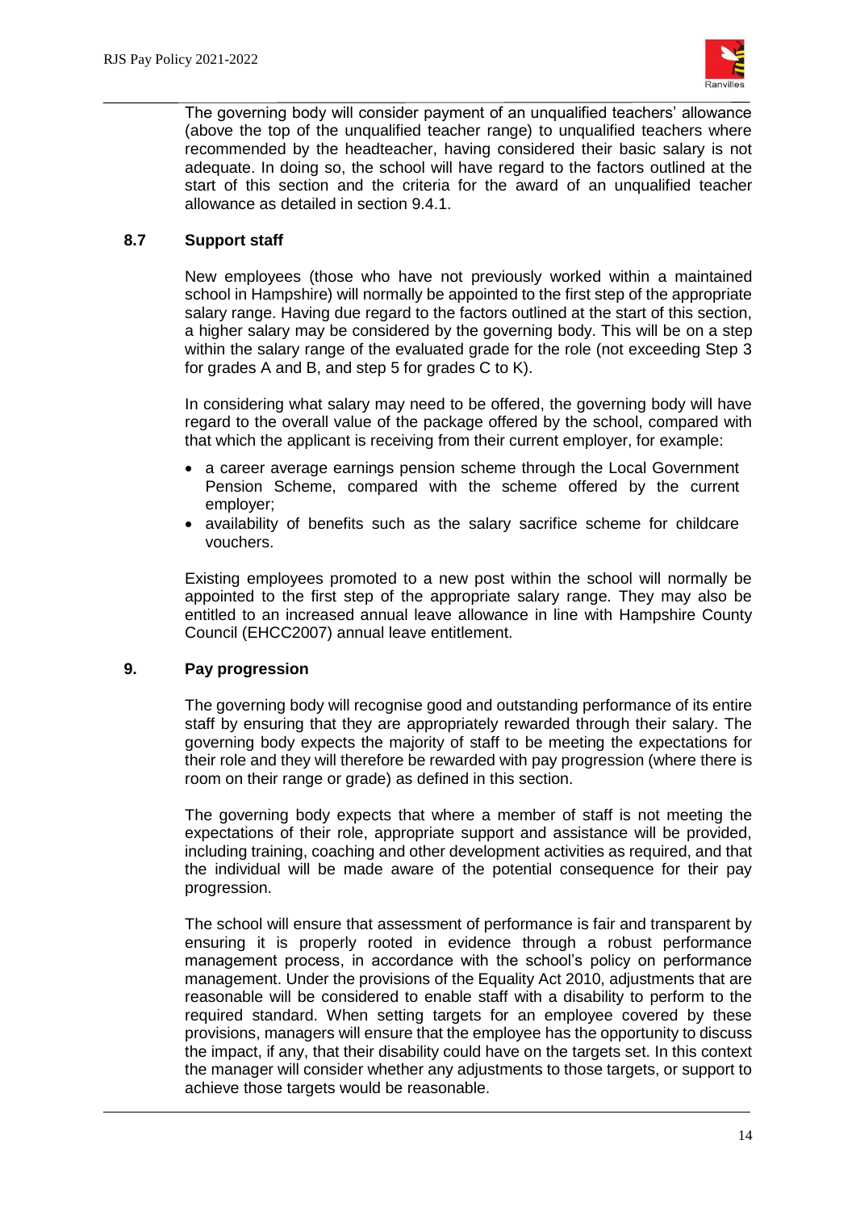The governing body will consider payment of an unqualified teachers' allowance (above the top of the unqualified teacher range) to unqualified teachers where recommended by the headteacher, having considered their basic salary is not adequate. In doing so, the school will have regard to the factors outlined at the start of this section and the criteria for the award of an unqualified teacher allowance as detailed in section 9.4.1.

### 8.7 Support staff

New employees (those who have not previously worked within a maintained school in Hampshire) will normally be appointed to the first step of the appropriate salary range. Having due regard to the factors outlined at the start of this section, a higher salary may be considered by the governing body. This will be on a step within the salary range of the evaluated grade for the role (not exceeding Step 3 for grades A and B, and step 5 for grades C to K).

In considering what salary may need to be offered, the governing body will have regard to the overall value of the package offered by the school, compared with that which the applicant is receiving from their current employer, for example:

- a career average earnings pension scheme through the Local Government Pension Scheme, compared with the scheme offered by the current employer;
- availability of benefits such as the salary sacrifice scheme for childcare vouchers.

Existing employees promoted to a new post within the school will normally be appointed to the first step of the appropriate salary range. They may also be entitled to an increased annual leave allowance in line with Hampshire County Council (EHCC2007) annual leave entitlement.

## 9. Pay progression

The governing body will recognise good and outstanding performance of its entire staff by ensuring that they are appropriately rewarded through their salary. The governing body expects the majority of staff to be meeting the expectations for their role and they will therefore be rewarded with pay progression (where there is room on their range or grade) as defined in this section.

The governing body expects that where a member of staff is not meeting the expectations of their role, appropriate support and assistance will be provided, including training, coaching and other development activities as required, and that the individual will be made aware of the potential consequence for their pay progression.

The school will ensure that assessment of performance is fair and transparent by ensuring it is properly rooted in evidence through a robust performance management process, in accordance with the school's policy on performance management. Under the provisions of the Equality Act 2010, adjustments that are reasonable will be considered to enable staff with a disability to perform to the required standard. When setting targets for an employee covered by these provisions, managers will ensure that the employee has the opportunity to discuss the impact, if any, that their disability could have on the targets set. In this context the manager will consider whether any adjustments to those targets, or support to achieve those targets would be reasonable.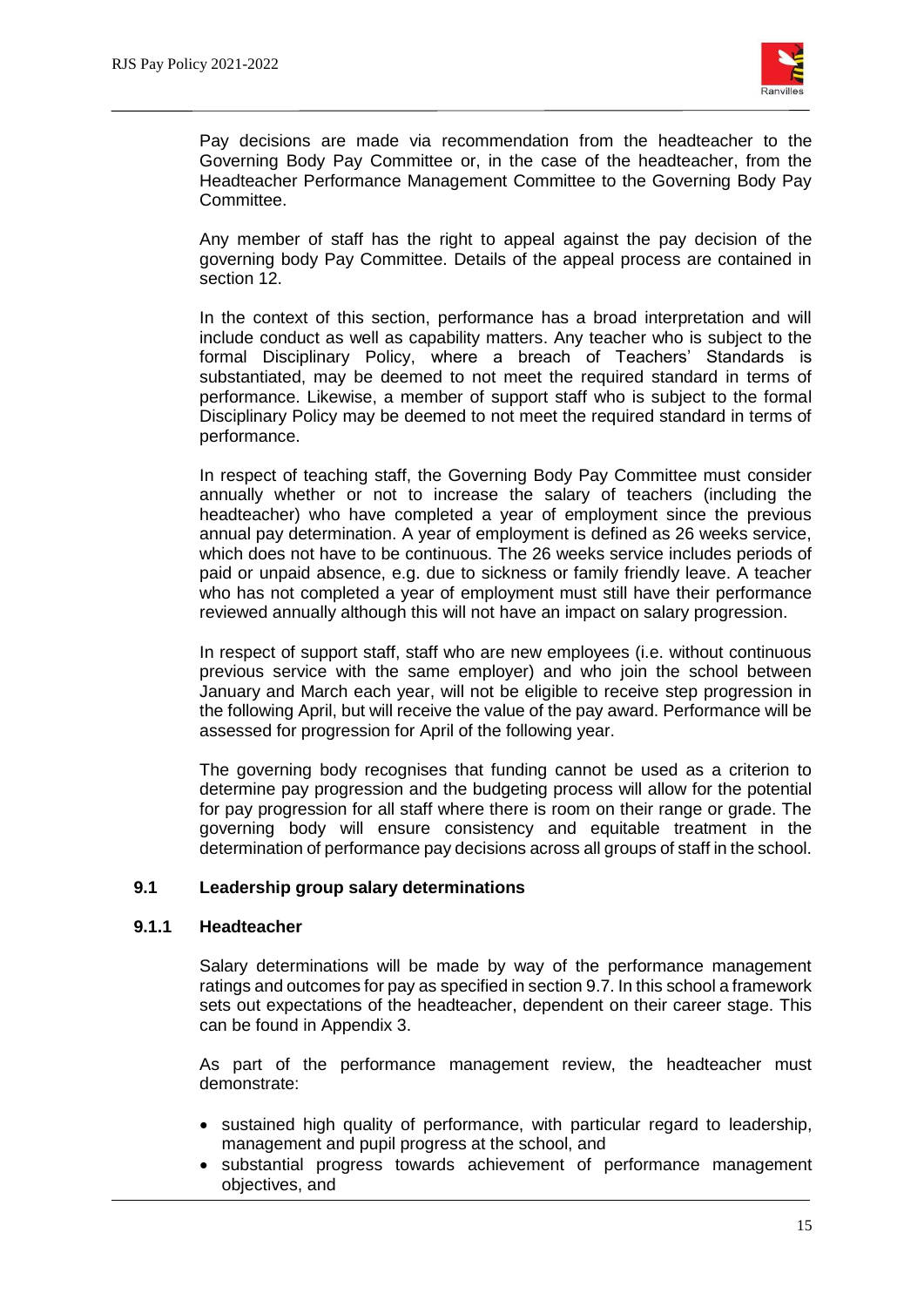Pay decisions are made via recommendation from the headteacher to the Governing Body Pay Committee or, in the case of the headteacher, from the Headteacher Performance Management Committee to the Governing Body Pay Committee.

Any member of staff has the right to appeal against the pay decision of the governing body Pay Committee. Details of the appeal process are contained in section 12.

In the context of this section, performance has a broad interpretation and will include conduct as well as capability matters. Any teacher who is subject to the formal Disciplinary Policy, where a breach of Teachers' Standards is substantiated, may be deemed to not meet the required standard in terms of performance. Likewise, a member of support staff who is subject to the formal Disciplinary Policy may be deemed to not meet the required standard in terms of performance.

In respect of teaching staff, the Governing Body Pay Committee must consider annually whether or not to increase the salary of teachers (including the headteacher) who have completed a year of employment since the previous annual pay determination. A year of employment is defined as 26 weeks service, which does not have to be continuous. The 26 weeks service includes periods of paid or unpaid absence, e.g. due to sickness or family friendly leave. A teacher who has not completed a year of employment must still have their performance reviewed annually although this will not have an impact on salary progression.

In respect of support staff, staff who are new employees (i.e. without continuous previous service with the same employer) and who join the school between January and March each year, will not be eligible to receive step progression in the following April, but will receive the value of the pay award. Performance will be assessed for progression for April of the following year.

The governing body recognises that funding cannot be used as a criterion to determine pay progression and the budgeting process will allow for the potential for pay progression for all staff where there is room on their range or grade. The governing body will ensure consistency and equitable treatment in the determination of performance pay decisions across all groups of staff in the school.

### 9.1 Leadership group salary determinations

#### 9.1.1 Headteacher

Salary determinations will be made by way of the performance management ratings and outcomes for pay as specified in section 9.7. In this school a framework sets out expectations of the headteacher, dependent on their career stage. This can be found in Appendix 3.

As part of the performance management review, the headteacher must demonstrate:

- sustained high quality of performance, with particular regard to leadership, management and pupil progress at the school, and
- substantial progress towards achievement of performance management objectives, and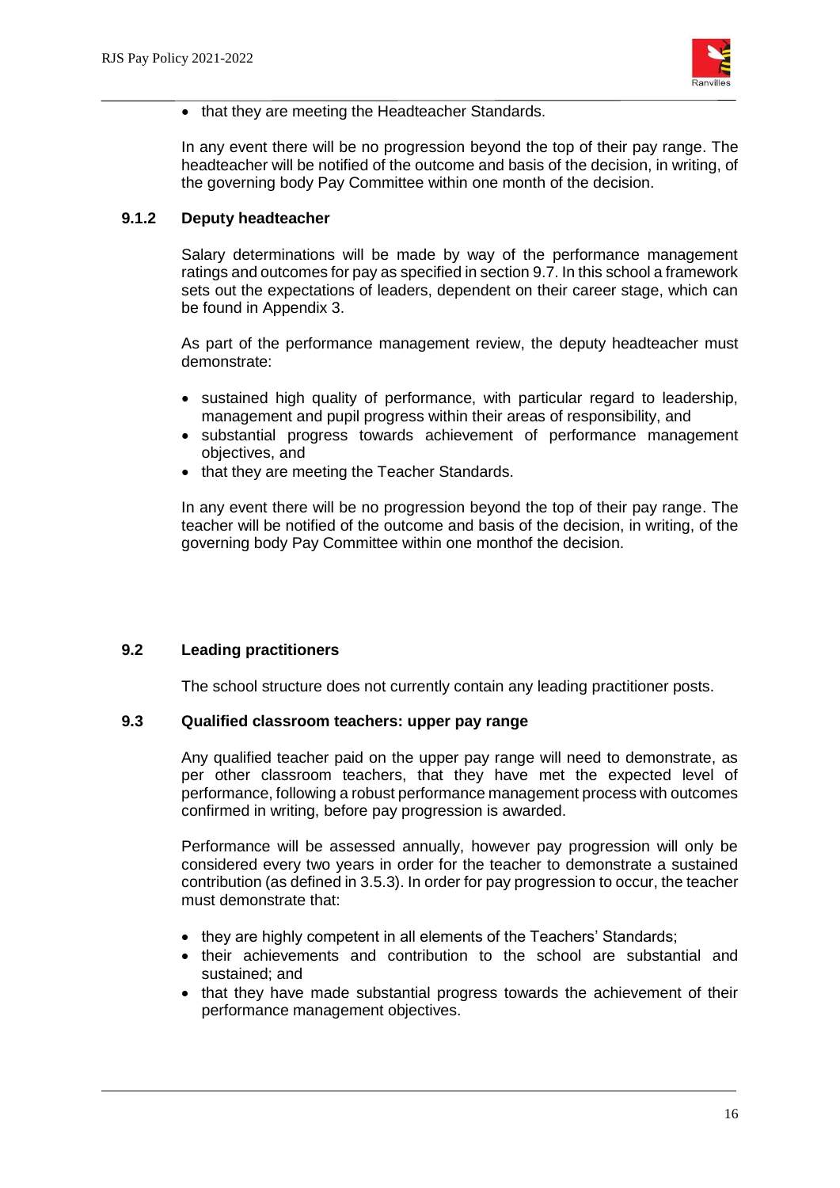- that they are meeting the Headteacher Standards.

In any event there will be no progression beyond the top of their pay range. The headteacher will be notified of the outcome and basis of the decision, in writing, of the governing body Pay Committee within one month of the decision.

#### 9.1.2 Deputy headteacher

Salary determinations will be made by way of the performance management ratings and outcomes for pay as specified in section 9.7. In this school a framework sets out the expectations of leaders, dependent on their career stage, which can be found in Appendix 3.

As part of the performance management review, the deputy headteacher must demonstrate:

- sustained high quality of performance, with particular regard to leadership, management and pupil progress within their areas of responsibility, and
- substantial progress towards achievement of performance management objectives, and
- that they are meeting the Teacher Standards.

In any event there will be no progression beyond the top of their pay range. The teacher will be notified of the outcome and basis of the decision, in writing, of the governing body Pay Committee within one monthof the decision.

### 9.2 Leading practitioners

The school structure does not currently contain any leading practitioner posts.

### 9.3 Qualified classroom teachers: upper pay range

Any qualified teacher paid on the upper pay range will need to demonstrate, as per other classroom teachers, that they have met the expected level of performance, following a robust performance management process with outcomes confirmed in writing, before pay progression is awarded.

Performance will be assessed annually, however pay progression will only be considered every two years in order for the teacher to demonstrate a sustained contribution (as defined in 3.5.3). In order for pay progression to occur, the teacher must demonstrate that:

- they are highly competent in all elements of the Teachers' Standards;
- their achievements and contribution to the school are substantial and sustained; and
- that they have made substantial progress towards the achievement of their performance management objectives.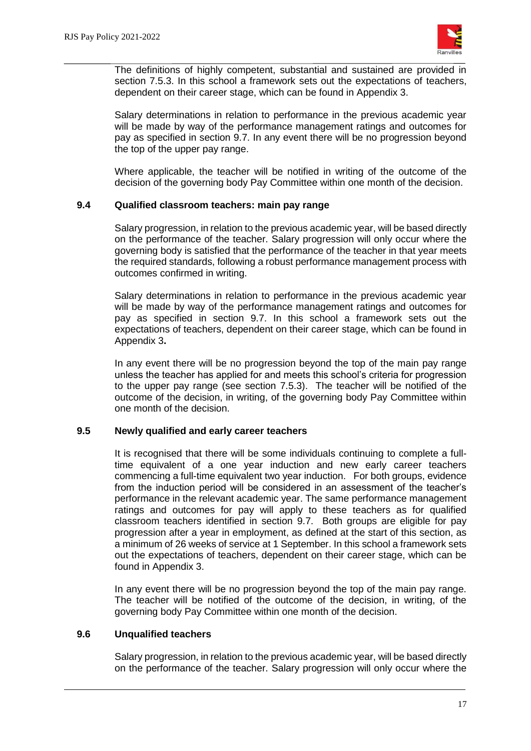The definitions of highly competent, substantial and sustained are provided in section 7.5.3. In this school a framework sets out the expectations of teachers, dependent on their career stage, which can be found in Appendix 3.

Salary determinations in relation to performance in the previous academic year will be made by way of the performance management ratings and outcomes for pay as specified in section 9.7. In any event there will be no progression beyond the top of the upper pay range.

Where applicable, the teacher will be notified in writing of the outcome of the decision of the governing body Pay Committee within one month of the decision.

### 9.4 Qualified classroom teachers: main pay range

Salary progression, in relation to the previous academic year, will be based directly on the performance of the teacher. Salary progression will only occur where the governing body is satisfied that the performance of the teacher in that year meets the required standards, following a robust performance management process with outcomes confirmed in writing.

Salary determinations in relation to performance in the previous academic year will be made by way of the performance management ratings and outcomes for pay as specified in section 9.7. In this school a framework sets out the expectations of teachers, dependent on their career stage, which can be found in Appendix 3**.**

In any event there will be no progression beyond the top of the main pay range unless the teacher has applied for and meets this school's criteria for progression to the upper pay range (see section 7.5.3). The teacher will be notified of the outcome of the decision, in writing, of the governing body Pay Committee within one month of the decision.

### 9.5 Newly qualified and early career teachers

It is recognised that there will be some individuals continuing to complete a full-time equivalent of a one year induction and new early career teachers commencing a full-time equivalent two year induction. For both groups, evidence from the induction period will be considered in an assessment of the teacher's performance in the relevant academic year. The same performance management ratings and outcomes for pay will apply to these teachers as for qualified classroom teachers identified in section 9.7. Both groups are eligible for pay progression after a year in employment, as defined at the start of this section, as a minimum of 26 weeks of service at 1 September. In this school a framework sets out the expectations of teachers, dependent on their career stage, which can be found in Appendix 3.

In any event there will be no progression beyond the top of the main pay range. The teacher will be notified of the outcome of the decision, in writing, of the governing body Pay Committee within one month of the decision.

### 9.6 Unqualified teachers

Salary progression, in relation to the previous academic year, will be based directly on the performance of the teacher. Salary progression will only occur where the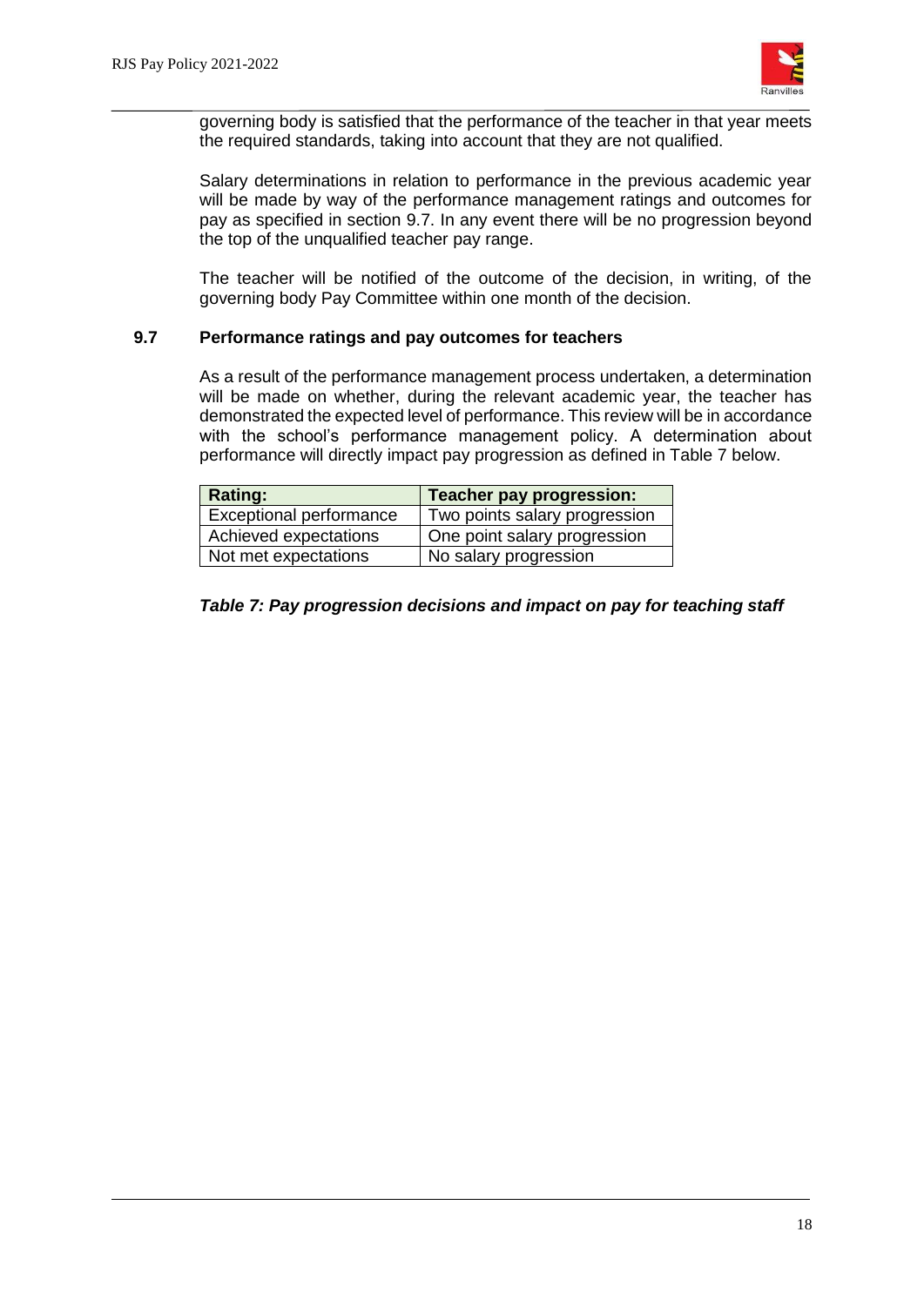governing body is satisfied that the performance of the teacher in that year meets the required standards, taking into account that they are not qualified.

Salary determinations in relation to performance in the previous academic year will be made by way of the performance management ratings and outcomes for pay as specified in section 9.7. In any event there will be no progression beyond the top of the unqualified teacher pay range.

The teacher will be notified of the outcome of the decision, in writing, of the governing body Pay Committee within one month of the decision.

### 9.7 Performance ratings and pay outcomes for teachers

As a result of the performance management process undertaken, a determination will be made on whether, during the relevant academic year, the teacher has demonstrated the expected level of performance. This review will be in accordance with the school's performance management policy. A determination about performance will directly impact pay progression as defined in Table 7 below.

| Rating: | Teacher pay progression: |
|---|---|
| Exceptional performance | Two points salary progression |
| Achieved expectations | One point salary progression |
| Not met expectations | No salary progression |

***Table 7: Pay progression decisions and impact on pay for teaching staff***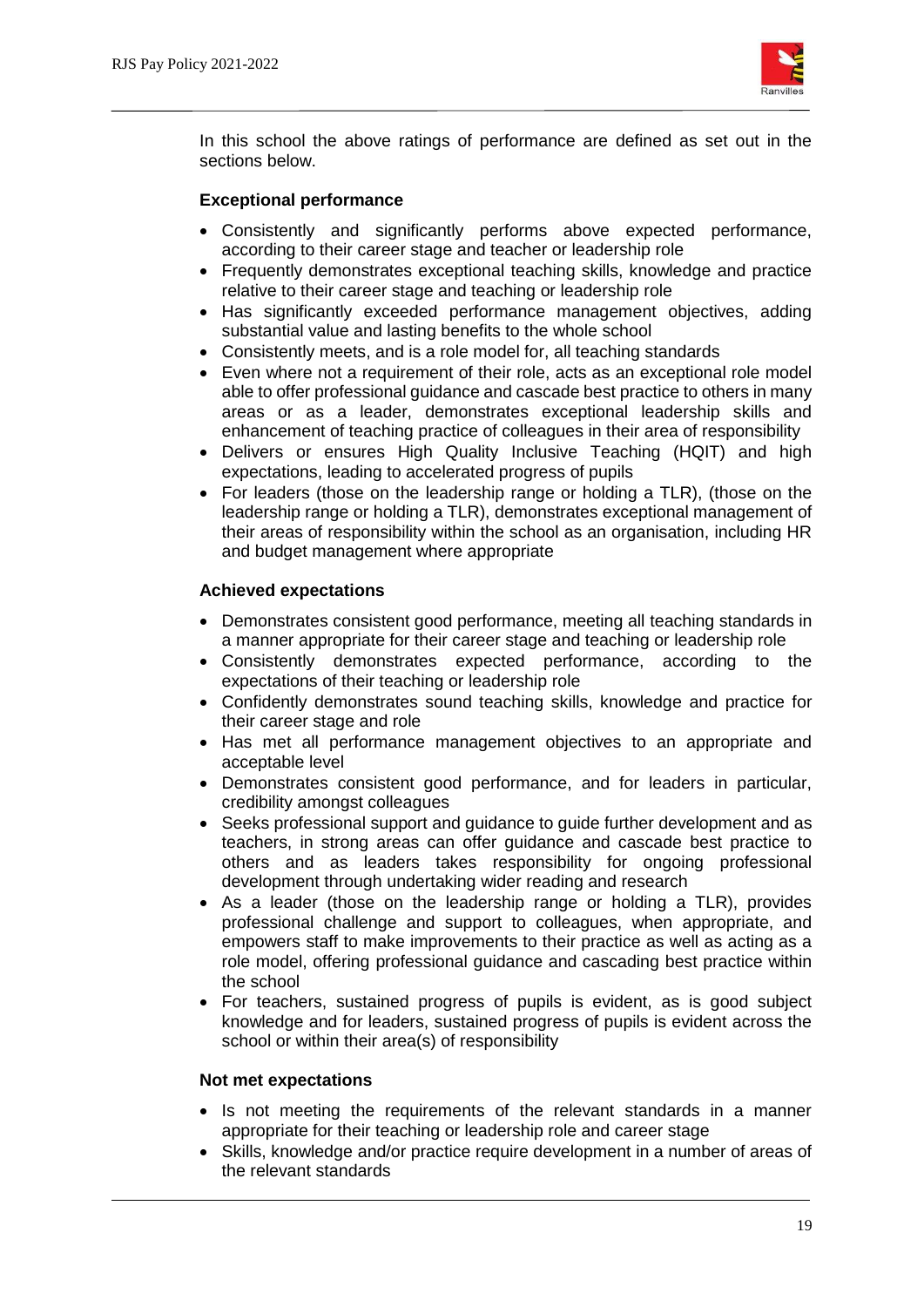In this school the above ratings of performance are defined as set out in the sections below.

**Exceptional performance**

- Consistently and significantly performs above expected performance, according to their career stage and teacher or leadership role
- Frequently demonstrates exceptional teaching skills, knowledge and practice relative to their career stage and teaching or leadership role
- Has significantly exceeded performance management objectives, adding substantial value and lasting benefits to the whole school
- Consistently meets, and is a role model for, all teaching standards
- Even where not a requirement of their role, acts as an exceptional role model able to offer professional guidance and cascade best practice to others in many areas or as a leader, demonstrates exceptional leadership skills and enhancement of teaching practice of colleagues in their area of responsibility
- Delivers or ensures High Quality Inclusive Teaching (HQIT) and high expectations, leading to accelerated progress of pupils
- For leaders (those on the leadership range or holding a TLR), (those on the leadership range or holding a TLR), demonstrates exceptional management of their areas of responsibility within the school as an organisation, including HR and budget management where appropriate

**Achieved expectations**

- Demonstrates consistent good performance, meeting all teaching standards in a manner appropriate for their career stage and teaching or leadership role
- Consistently demonstrates expected performance, according to the expectations of their teaching or leadership role
- Confidently demonstrates sound teaching skills, knowledge and practice for their career stage and role
- Has met all performance management objectives to an appropriate and acceptable level
- Demonstrates consistent good performance, and for leaders in particular, credibility amongst colleagues
- Seeks professional support and guidance to guide further development and as teachers, in strong areas can offer guidance and cascade best practice to others and as leaders takes responsibility for ongoing professional development through undertaking wider reading and research
- As a leader (those on the leadership range or holding a TLR), provides professional challenge and support to colleagues, when appropriate, and empowers staff to make improvements to their practice as well as acting as a role model, offering professional guidance and cascading best practice within the school
- For teachers, sustained progress of pupils is evident, as is good subject knowledge and for leaders, sustained progress of pupils is evident across the school or within their area(s) of responsibility

**Not met expectations**

- Is not meeting the requirements of the relevant standards in a manner appropriate for their teaching or leadership role and career stage
- Skills, knowledge and/or practice require development in a number of areas of the relevant standards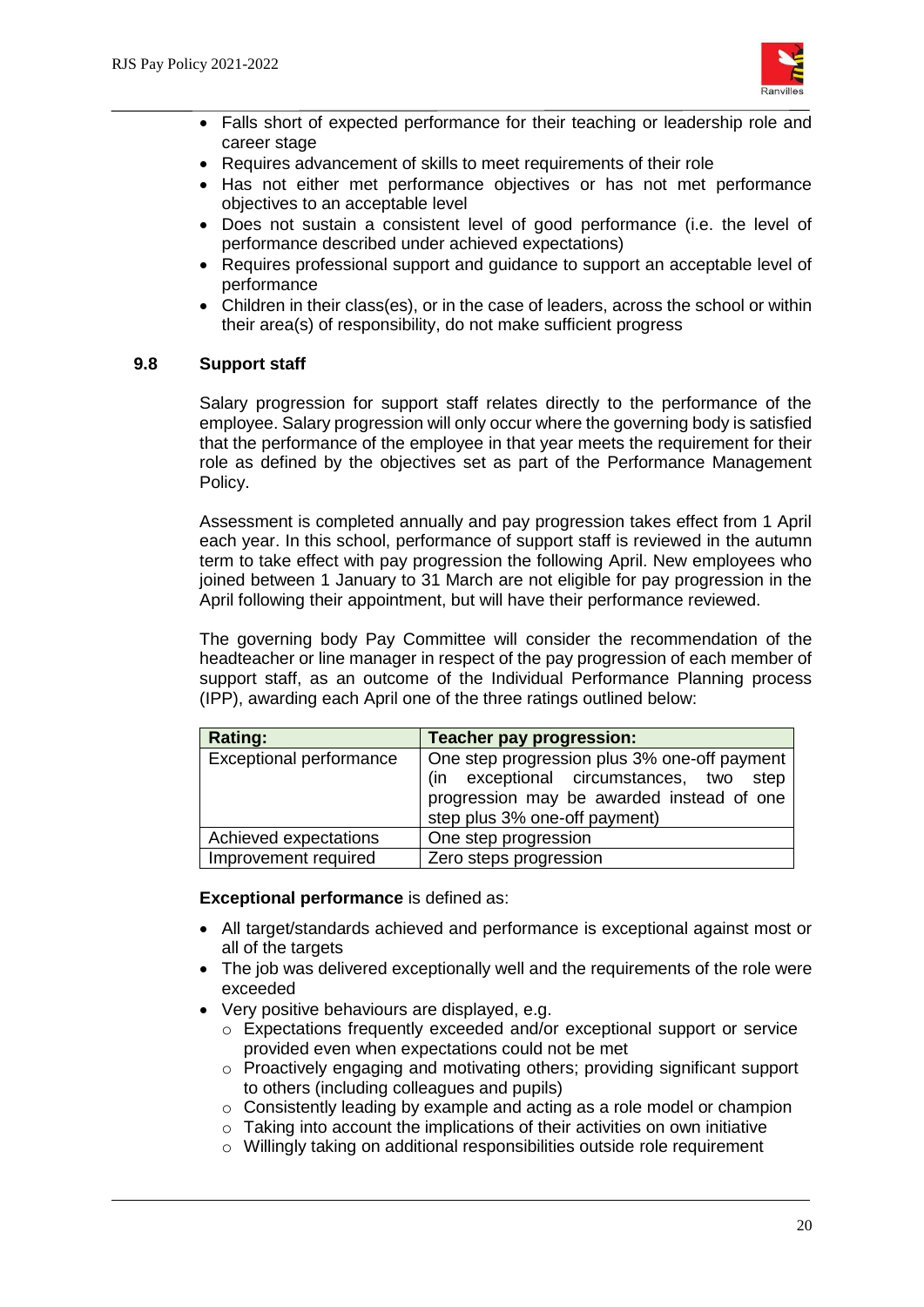- Falls short of expected performance for their teaching or leadership role and career stage
- Requires advancement of skills to meet requirements of their role
- Has not either met performance objectives or has not met performance objectives to an acceptable level
- Does not sustain a consistent level of good performance (i.e. the level of performance described under achieved expectations)
- Requires professional support and guidance to support an acceptable level of performance
- Children in their class(es), or in the case of leaders, across the school or within their area(s) of responsibility, do not make sufficient progress

### 9.8 Support staff

Salary progression for support staff relates directly to the performance of the employee. Salary progression will only occur where the governing body is satisfied that the performance of the employee in that year meets the requirement for their role as defined by the objectives set as part of the Performance Management Policy.

Assessment is completed annually and pay progression takes effect from 1 April each year. In this school, performance of support staff is reviewed in the autumn term to take effect with pay progression the following April. New employees who joined between 1 January to 31 March are not eligible for pay progression in the April following their appointment, but will have their performance reviewed.

The governing body Pay Committee will consider the recommendation of the headteacher or line manager in respect of the pay progression of each member of support staff, as an outcome of the Individual Performance Planning process (IPP), awarding each April one of the three ratings outlined below:

| Rating: | Teacher pay progression: |
|---|---|
| Exceptional performance | One step progression plus 3% one-off payment (in exceptional circumstances, two step progression may be awarded instead of one step plus 3% one-off payment) |
| Achieved expectations | One step progression |
| Improvement required | Zero steps progression |

**Exceptional performance** is defined as:

- All target/standards achieved and performance is exceptional against most or all of the targets
- The job was delivered exceptionally well and the requirements of the role were exceeded
- Very positive behaviours are displayed, e.g.
  - Expectations frequently exceeded and/or exceptional support or service provided even when expectations could not be met
  - Proactively engaging and motivating others; providing significant support to others (including colleagues and pupils)
  - Consistently leading by example and acting as a role model or champion
  - Taking into account the implications of their activities on own initiative
  - Willingly taking on additional responsibilities outside role requirement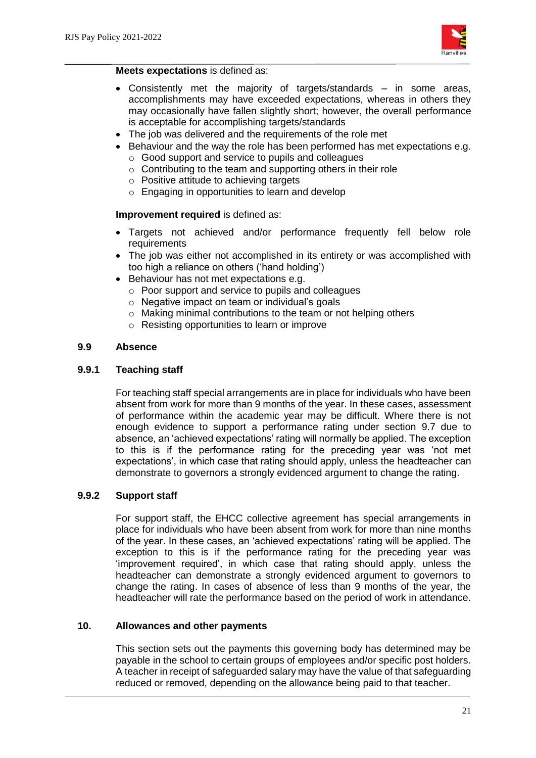**Meets expectations** is defined as:

- Consistently met the majority of targets/standards – in some areas, accomplishments may have exceeded expectations, whereas in others they may occasionally have fallen slightly short; however, the overall performance is acceptable for accomplishing targets/standards
- The job was delivered and the requirements of the role met
- Behaviour and the way the role has been performed has met expectations e.g.
    - Good support and service to pupils and colleagues
    - Contributing to the team and supporting others in their role
    - Positive attitude to achieving targets
    - Engaging in opportunities to learn and develop

**Improvement required** is defined as:

- Targets not achieved and/or performance frequently fell below role requirements
- The job was either not accomplished in its entirety or was accomplished with too high a reliance on others ('hand holding')
- Behaviour has not met expectations e.g.
    - Poor support and service to pupils and colleagues
    - Negative impact on team or individual's goals
    - Making minimal contributions to the team or not helping others
    - Resisting opportunities to learn or improve

### 9.9 Absence

#### 9.9.1 Teaching staff

For teaching staff special arrangements are in place for individuals who have been absent from work for more than 9 months of the year. In these cases, assessment of performance within the academic year may be difficult. Where there is not enough evidence to support a performance rating under section 9.7 due to absence, an 'achieved expectations' rating will normally be applied. The exception to this is if the performance rating for the preceding year was 'not met expectations', in which case that rating should apply, unless the headteacher can demonstrate to governors a strongly evidenced argument to change the rating.

#### 9.9.2 Support staff

For support staff, the EHCC collective agreement has special arrangements in place for individuals who have been absent from work for more than nine months of the year. In these cases, an 'achieved expectations' rating will be applied. The exception to this is if the performance rating for the preceding year was 'improvement required', in which case that rating should apply, unless the headteacher can demonstrate a strongly evidenced argument to governors to change the rating. In cases of absence of less than 9 months of the year, the headteacher will rate the performance based on the period of work in attendance.

## 10. Allowances and other payments

This section sets out the payments this governing body has determined may be payable in the school to certain groups of employees and/or specific post holders. A teacher in receipt of safeguarded salary may have the value of that safeguarding reduced or removed, depending on the allowance being paid to that teacher.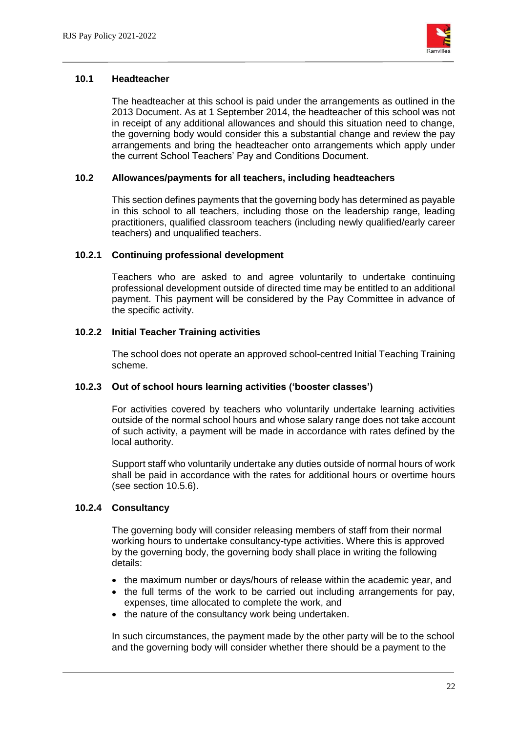### 10.1 Headteacher

The headteacher at this school is paid under the arrangements as outlined in the 2013 Document. As at 1 September 2014, the headteacher of this school was not in receipt of any additional allowances and should this situation need to change, the governing body would consider this a substantial change and review the pay arrangements and bring the headteacher onto arrangements which apply under the current School Teachers' Pay and Conditions Document.

### 10.2 Allowances/payments for all teachers, including headteachers

This section defines payments that the governing body has determined as payable in this school to all teachers, including those on the leadership range, leading practitioners, qualified classroom teachers (including newly qualified/early career teachers) and unqualified teachers.

#### 10.2.1 Continuing professional development

Teachers who are asked to and agree voluntarily to undertake continuing professional development outside of directed time may be entitled to an additional payment. This payment will be considered by the Pay Committee in advance of the specific activity.

#### 10.2.2 Initial Teacher Training activities

The school does not operate an approved school-centred Initial Teaching Training scheme.

#### 10.2.3 Out of school hours learning activities ('booster classes')

For activities covered by teachers who voluntarily undertake learning activities outside of the normal school hours and whose salary range does not take account of such activity, a payment will be made in accordance with rates defined by the local authority.

Support staff who voluntarily undertake any duties outside of normal hours of work shall be paid in accordance with the rates for additional hours or overtime hours (see section 10.5.6).

#### 10.2.4 Consultancy

The governing body will consider releasing members of staff from their normal working hours to undertake consultancy-type activities. Where this is approved by the governing body, the governing body shall place in writing the following details:

- the maximum number or days/hours of release within the academic year, and
- the full terms of the work to be carried out including arrangements for pay, expenses, time allocated to complete the work, and
- the nature of the consultancy work being undertaken.

In such circumstances, the payment made by the other party will be to the school and the governing body will consider whether there should be a payment to the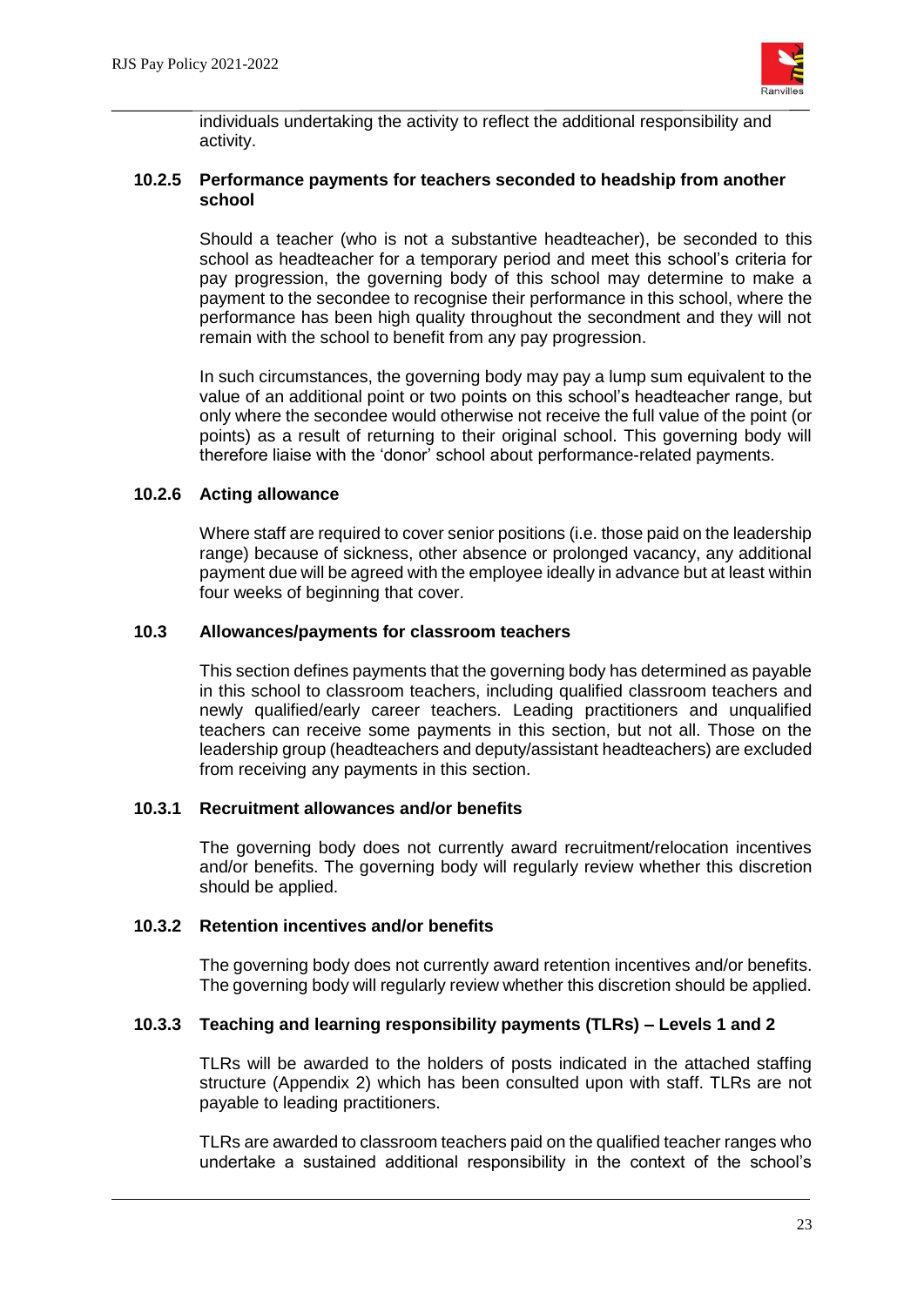individuals undertaking the activity to reflect the additional responsibility and activity.

#### 10.2.5 Performance payments for teachers seconded to headship from another school

Should a teacher (who is not a substantive headteacher), be seconded to this school as headteacher for a temporary period and meet this school's criteria for pay progression, the governing body of this school may determine to make a payment to the secondee to recognise their performance in this school, where the performance has been high quality throughout the secondment and they will not remain with the school to benefit from any pay progression.

In such circumstances, the governing body may pay a lump sum equivalent to the value of an additional point or two points on this school's headteacher range, but only where the secondee would otherwise not receive the full value of the point (or points) as a result of returning to their original school. This governing body will therefore liaise with the 'donor' school about performance-related payments.

#### 10.2.6 Acting allowance

Where staff are required to cover senior positions (i.e. those paid on the leadership range) because of sickness, other absence or prolonged vacancy, any additional payment due will be agreed with the employee ideally in advance but at least within four weeks of beginning that cover.

### 10.3 Allowances/payments for classroom teachers

This section defines payments that the governing body has determined as payable in this school to classroom teachers, including qualified classroom teachers and newly qualified/early career teachers. Leading practitioners and unqualified teachers can receive some payments in this section, but not all. Those on the leadership group (headteachers and deputy/assistant headteachers) are excluded from receiving any payments in this section.

#### 10.3.1 Recruitment allowances and/or benefits

The governing body does not currently award recruitment/relocation incentives and/or benefits. The governing body will regularly review whether this discretion should be applied.

#### 10.3.2 Retention incentives and/or benefits

The governing body does not currently award retention incentives and/or benefits. The governing body will regularly review whether this discretion should be applied.

#### 10.3.3 Teaching and learning responsibility payments (TLRs) – Levels 1 and 2

TLRs will be awarded to the holders of posts indicated in the attached staffing structure (Appendix 2) which has been consulted upon with staff. TLRs are not payable to leading practitioners.

TLRs are awarded to classroom teachers paid on the qualified teacher ranges who undertake a sustained additional responsibility in the context of the school's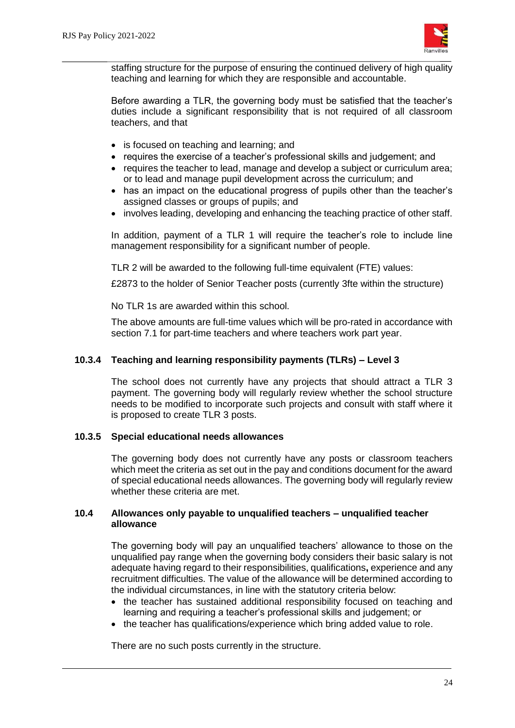staffing structure for the purpose of ensuring the continued delivery of high quality teaching and learning for which they are responsible and accountable.

Before awarding a TLR, the governing body must be satisfied that the teacher's duties include a significant responsibility that is not required of all classroom teachers, and that

- is focused on teaching and learning; and
- requires the exercise of a teacher's professional skills and judgement; and
- requires the teacher to lead, manage and develop a subject or curriculum area; or to lead and manage pupil development across the curriculum; and
- has an impact on the educational progress of pupils other than the teacher's assigned classes or groups of pupils; and
- involves leading, developing and enhancing the teaching practice of other staff.

In addition, payment of a TLR 1 will require the teacher's role to include line management responsibility for a significant number of people.

TLR 2 will be awarded to the following full-time equivalent (FTE) values:

£2873 to the holder of Senior Teacher posts (currently 3fte within the structure)

No TLR 1s are awarded within this school.

The above amounts are full-time values which will be pro-rated in accordance with section 7.1 for part-time teachers and where teachers work part year.

### 10.3.4 Teaching and learning responsibility payments (TLRs) – Level 3

The school does not currently have any projects that should attract a TLR 3 payment. The governing body will regularly review whether the school structure needs to be modified to incorporate such projects and consult with staff where it is proposed to create TLR 3 posts.

### 10.3.5 Special educational needs allowances

The governing body does not currently have any posts or classroom teachers which meet the criteria as set out in the pay and conditions document for the award of special educational needs allowances. The governing body will regularly review whether these criteria are met.

### 10.4 Allowances only payable to unqualified teachers – unqualified teacher allowance

The governing body will pay an unqualified teachers' allowance to those on the unqualified pay range when the governing body considers their basic salary is not adequate having regard to their responsibilities, qualifications**,** experience and any recruitment difficulties. The value of the allowance will be determined according to the individual circumstances, in line with the statutory criteria below:

- the teacher has sustained additional responsibility focused on teaching and learning and requiring a teacher's professional skills and judgement; or
- the teacher has qualifications/experience which bring added value to role.

There are no such posts currently in the structure.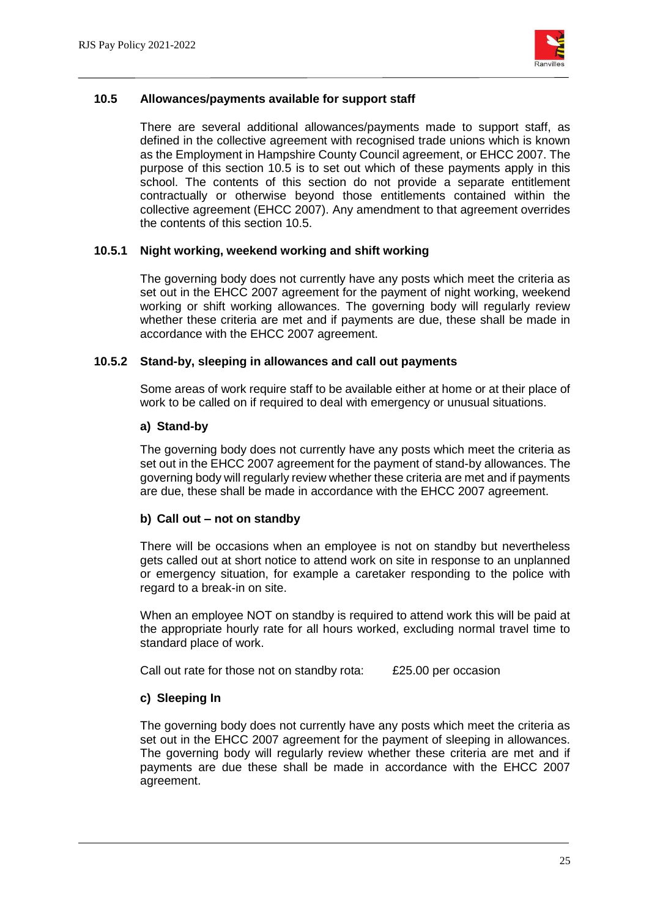### 10.5 Allowances/payments available for support staff

There are several additional allowances/payments made to support staff, as defined in the collective agreement with recognised trade unions which is known as the Employment in Hampshire County Council agreement, or EHCC 2007. The purpose of this section 10.5 is to set out which of these payments apply in this school. The contents of this section do not provide a separate entitlement contractually or otherwise beyond those entitlements contained within the collective agreement (EHCC 2007). Any amendment to that agreement overrides the contents of this section 10.5.

#### 10.5.1 Night working, weekend working and shift working

The governing body does not currently have any posts which meet the criteria as set out in the EHCC 2007 agreement for the payment of night working, weekend working or shift working allowances. The governing body will regularly review whether these criteria are met and if payments are due, these shall be made in accordance with the EHCC 2007 agreement.

#### 10.5.2 Stand-by, sleeping in allowances and call out payments

Some areas of work require staff to be available either at home or at their place of work to be called on if required to deal with emergency or unusual situations.

**a) Stand-by**

The governing body does not currently have any posts which meet the criteria as set out in the EHCC 2007 agreement for the payment of stand-by allowances. The governing body will regularly review whether these criteria are met and if payments are due, these shall be made in accordance with the EHCC 2007 agreement.

**b) Call out – not on standby**

There will be occasions when an employee is not on standby but nevertheless gets called out at short notice to attend work on site in response to an unplanned or emergency situation, for example a caretaker responding to the police with regard to a break-in on site.

When an employee NOT on standby is required to attend work this will be paid at the appropriate hourly rate for all hours worked, excluding normal travel time to standard place of work.

Call out rate for those not on standby rota: £25.00 per occasion

**c) Sleeping In**

The governing body does not currently have any posts which meet the criteria as set out in the EHCC 2007 agreement for the payment of sleeping in allowances. The governing body will regularly review whether these criteria are met and if payments are due these shall be made in accordance with the EHCC 2007 agreement.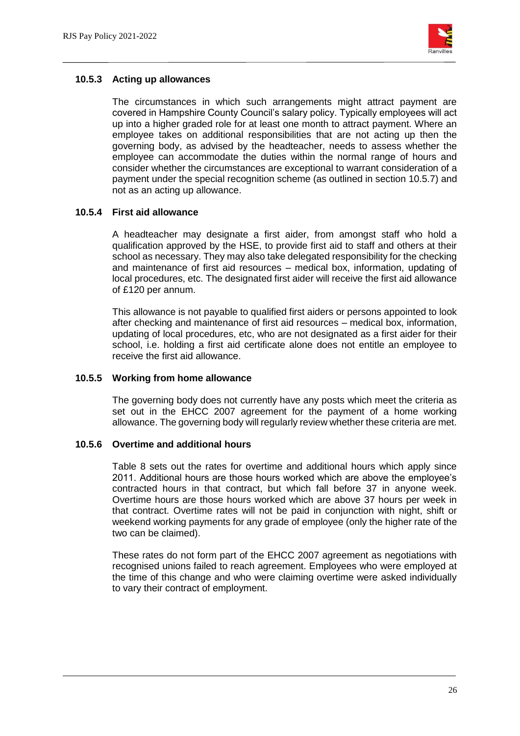#### 10.5.3 Acting up allowances

The circumstances in which such arrangements might attract payment are covered in Hampshire County Council's salary policy. Typically employees will act up into a higher graded role for at least one month to attract payment. Where an employee takes on additional responsibilities that are not acting up then the governing body, as advised by the headteacher, needs to assess whether the employee can accommodate the duties within the normal range of hours and consider whether the circumstances are exceptional to warrant consideration of a payment under the special recognition scheme (as outlined in section 10.5.7) and not as an acting up allowance.

#### 10.5.4 First aid allowance

A headteacher may designate a first aider, from amongst staff who hold a qualification approved by the HSE, to provide first aid to staff and others at their school as necessary. They may also take delegated responsibility for the checking and maintenance of first aid resources – medical box, information, updating of local procedures, etc. The designated first aider will receive the first aid allowance of £120 per annum.

This allowance is not payable to qualified first aiders or persons appointed to look after checking and maintenance of first aid resources – medical box, information, updating of local procedures, etc, who are not designated as a first aider for their school, i.e. holding a first aid certificate alone does not entitle an employee to receive the first aid allowance.

#### 10.5.5 Working from home allowance

The governing body does not currently have any posts which meet the criteria as set out in the EHCC 2007 agreement for the payment of a home working allowance. The governing body will regularly review whether these criteria are met.

#### 10.5.6 Overtime and additional hours

Table 8 sets out the rates for overtime and additional hours which apply since 2011. Additional hours are those hours worked which are above the employee's contracted hours in that contract, but which fall before 37 in anyone week. Overtime hours are those hours worked which are above 37 hours per week in that contract. Overtime rates will not be paid in conjunction with night, shift or weekend working payments for any grade of employee (only the higher rate of the two can be claimed).

These rates do not form part of the EHCC 2007 agreement as negotiations with recognised unions failed to reach agreement. Employees who were employed at the time of this change and who were claiming overtime were asked individually to vary their contract of employment.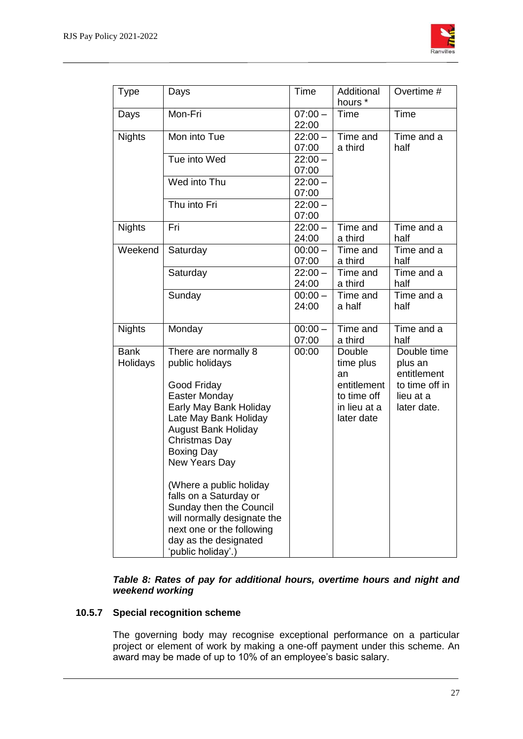| Type | Days | Time | Additional hours * | Overtime # |
|---|---|---|---|---|
| Days | Mon-Fri | 07:00 – 22:00 | Time | Time |
| Nights | Mon into Tue | 22:00 – 07:00 | Time and a third | Time and a half |
| | Tue into Wed | 22:00 – 07:00 | | |
| | Wed into Thu | 22:00 – 07:00 | | |
| | Thu into Fri | 22:00 – 07:00 | | |
| Nights | Fri | 22:00 – 24:00 | Time and a third | Time and a half |
| Weekend | Saturday | 00:00 – 07:00 | Time and a third | Time and a half |
| | Saturday | 22:00 – 24:00 | Time and a third | Time and a half |
| | Sunday | 00:00 – 24:00 | Time and a half | Time and a half |
| Nights | Monday | 00:00 – 07:00 | Time and a third | Time and a half |
| Bank Holidays | There are normally 8 public holidays<br><br>Good Friday<br>Easter Monday<br>Early May Bank Holiday<br>Late May Bank Holiday<br>August Bank Holiday<br>Christmas Day<br>Boxing Day<br>New Years Day<br><br>(Where a public holiday falls on a Saturday or Sunday then the Council will normally designate the next one or the following day as the designated 'public holiday'.) | 00:00 | Double time plus an entitlement to time off in lieu at a later date | Double time plus an entitlement to time off in lieu at a later date. |

***Table 8: Rates of pay for additional hours, overtime hours and night and weekend working***

### 10.5.7 Special recognition scheme

The governing body may recognise exceptional performance on a particular project or element of work by making a one-off payment under this scheme. An award may be made of up to 10% of an employee's basic salary.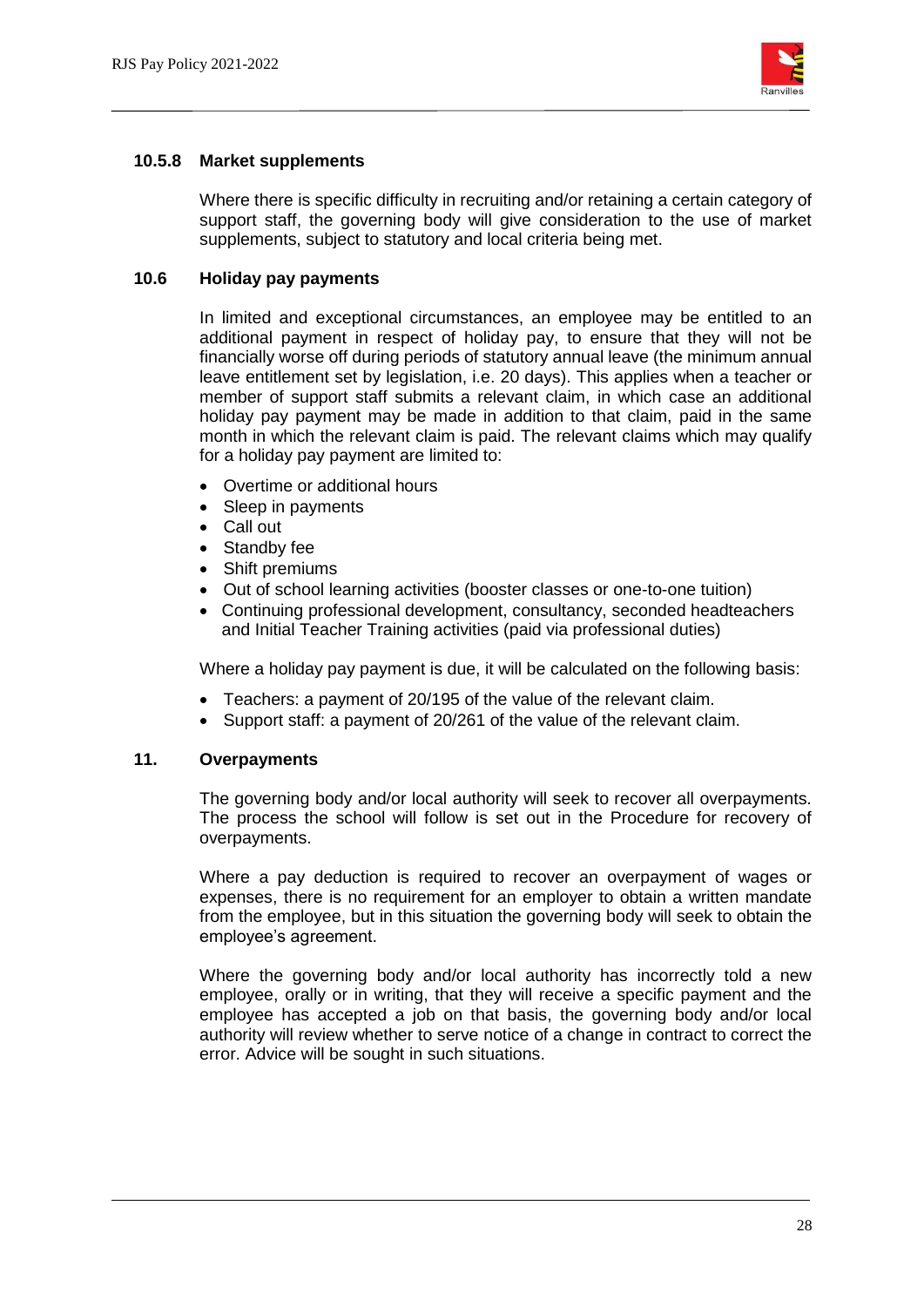### 10.5.8 Market supplements

Where there is specific difficulty in recruiting and/or retaining a certain category of support staff, the governing body will give consideration to the use of market supplements, subject to statutory and local criteria being met.

### 10.6 Holiday pay payments

In limited and exceptional circumstances, an employee may be entitled to an additional payment in respect of holiday pay, to ensure that they will not be financially worse off during periods of statutory annual leave (the minimum annual leave entitlement set by legislation, i.e. 20 days). This applies when a teacher or member of support staff submits a relevant claim, in which case an additional holiday pay payment may be made in addition to that claim, paid in the same month in which the relevant claim is paid. The relevant claims which may qualify for a holiday pay payment are limited to:

- Overtime or additional hours
- Sleep in payments
- Call out
- Standby fee
- Shift premiums
- Out of school learning activities (booster classes or one-to-one tuition)
- Continuing professional development, consultancy, seconded headteachers and Initial Teacher Training activities (paid via professional duties)

Where a holiday pay payment is due, it will be calculated on the following basis:

- Teachers: a payment of 20/195 of the value of the relevant claim.
- Support staff: a payment of 20/261 of the value of the relevant claim.

## 11. Overpayments

The governing body and/or local authority will seek to recover all overpayments. The process the school will follow is set out in the Procedure for recovery of overpayments.

Where a pay deduction is required to recover an overpayment of wages or expenses, there is no requirement for an employer to obtain a written mandate from the employee, but in this situation the governing body will seek to obtain the employee's agreement.

Where the governing body and/or local authority has incorrectly told a new employee, orally or in writing, that they will receive a specific payment and the employee has accepted a job on that basis, the governing body and/or local authority will review whether to serve notice of a change in contract to correct the error. Advice will be sought in such situations.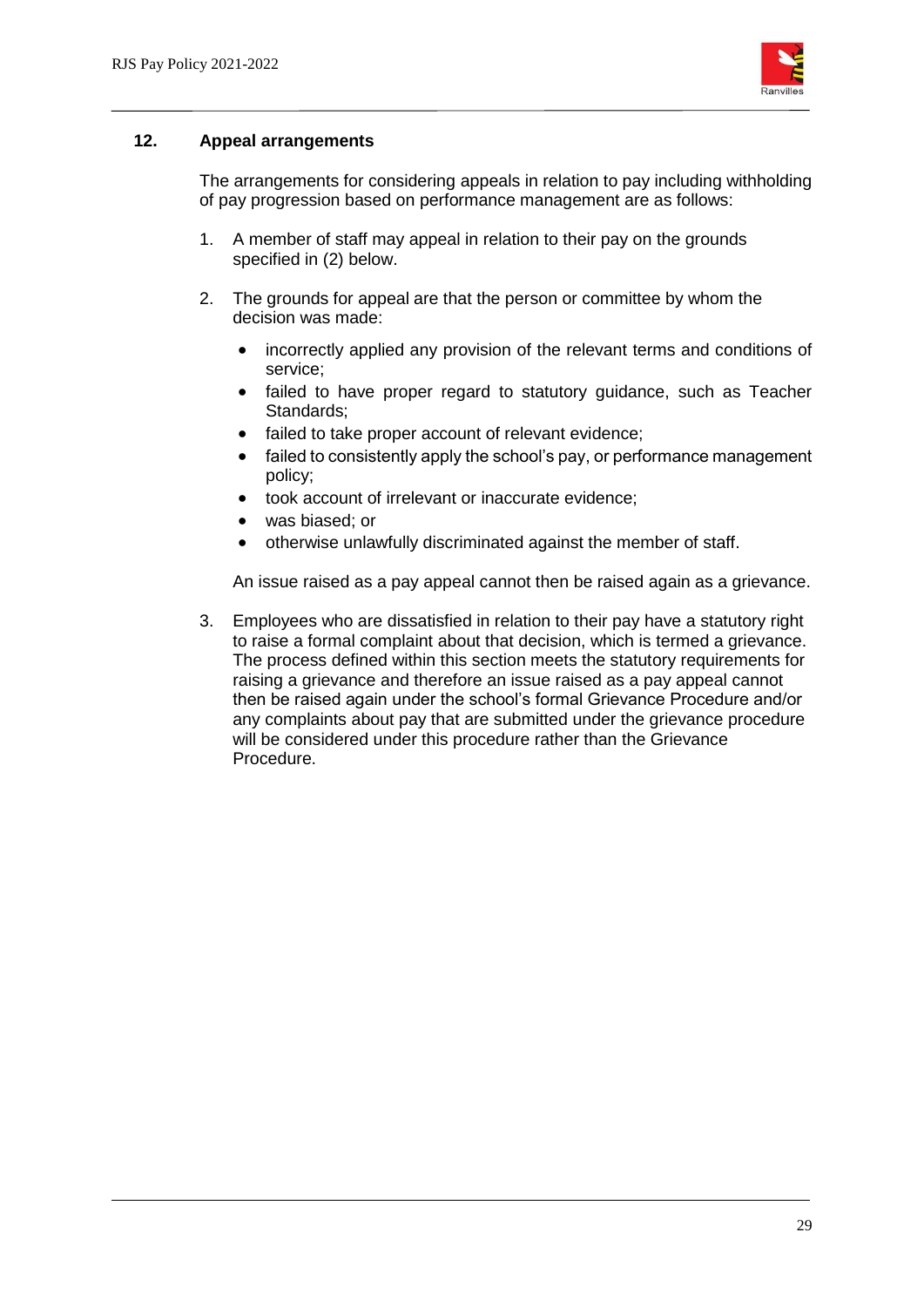## 12. Appeal arrangements

The arrangements for considering appeals in relation to pay including withholding of pay progression based on performance management are as follows:

1. A member of staff may appeal in relation to their pay on the grounds specified in (2) below.

2. The grounds for appeal are that the person or committee by whom the decision was made:

   - incorrectly applied any provision of the relevant terms and conditions of service;
   - failed to have proper regard to statutory guidance, such as Teacher Standards;
   - failed to take proper account of relevant evidence;
   - failed to consistently apply the school's pay, or performance management policy;
   - took account of irrelevant or inaccurate evidence;
   - was biased; or
   - otherwise unlawfully discriminated against the member of staff.

   An issue raised as a pay appeal cannot then be raised again as a grievance.

3. Employees who are dissatisfied in relation to their pay have a statutory right to raise a formal complaint about that decision, which is termed a grievance. The process defined within this section meets the statutory requirements for raising a grievance and therefore an issue raised as a pay appeal cannot then be raised again under the school's formal Grievance Procedure and/or any complaints about pay that are submitted under the grievance procedure will be considered under this procedure rather than the Grievance Procedure.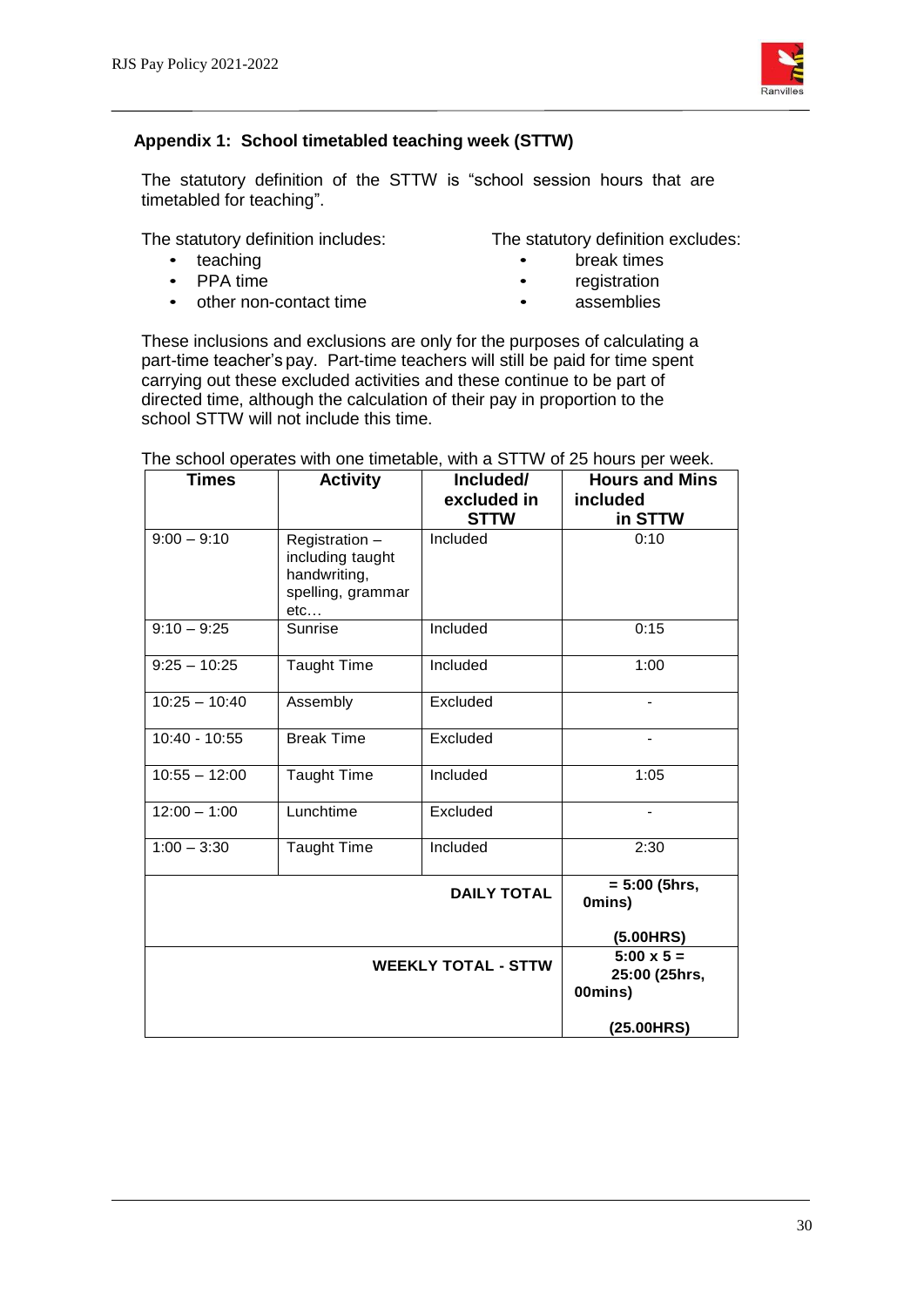## Appendix 1: School timetabled teaching week (STTW)

The statutory definition of the STTW is "school session hours that are timetabled for teaching".

The statutory definition includes:

- teaching
- PPA time
- other non-contact time

The statutory definition excludes:

- break times
- registration
- assemblies

These inclusions and exclusions are only for the purposes of calculating a part-time teacher's pay. Part-time teachers will still be paid for time spent carrying out these excluded activities and these continue to be part of directed time, although the calculation of their pay in proportion to the school STTW will not include this time.

The school operates with one timetable, with a STTW of 25 hours per week.

| Times | Activity | Included/ excluded in STTW | Hours and Mins included in STTW |
|---|---|---|---|
| 9:00 – 9:10 | Registration – including taught handwriting, spelling, grammar etc… | Included | 0:10 |
| 9:10 – 9:25 | Sunrise | Included | 0:15 |
| 9:25 – 10:25 | Taught Time | Included | 1:00 |
| 10:25 – 10:40 | Assembly | Excluded | - |
| 10:40 - 10:55 | Break Time | Excluded | - |
| 10:55 – 12:00 | Taught Time | Included | 1:05 |
| 12:00 – 1:00 | Lunchtime | Excluded | - |
| 1:00 – 3:30 | Taught Time | Included | 2:30 |
| | | **DAILY TOTAL** | **= 5:00 (5hrs, 0mins) (5.00HRS)** |
| | | **WEEKLY TOTAL - STTW** | **5:00 x 5 = 25:00 (25hrs, 00mins) (25.00HRS)** |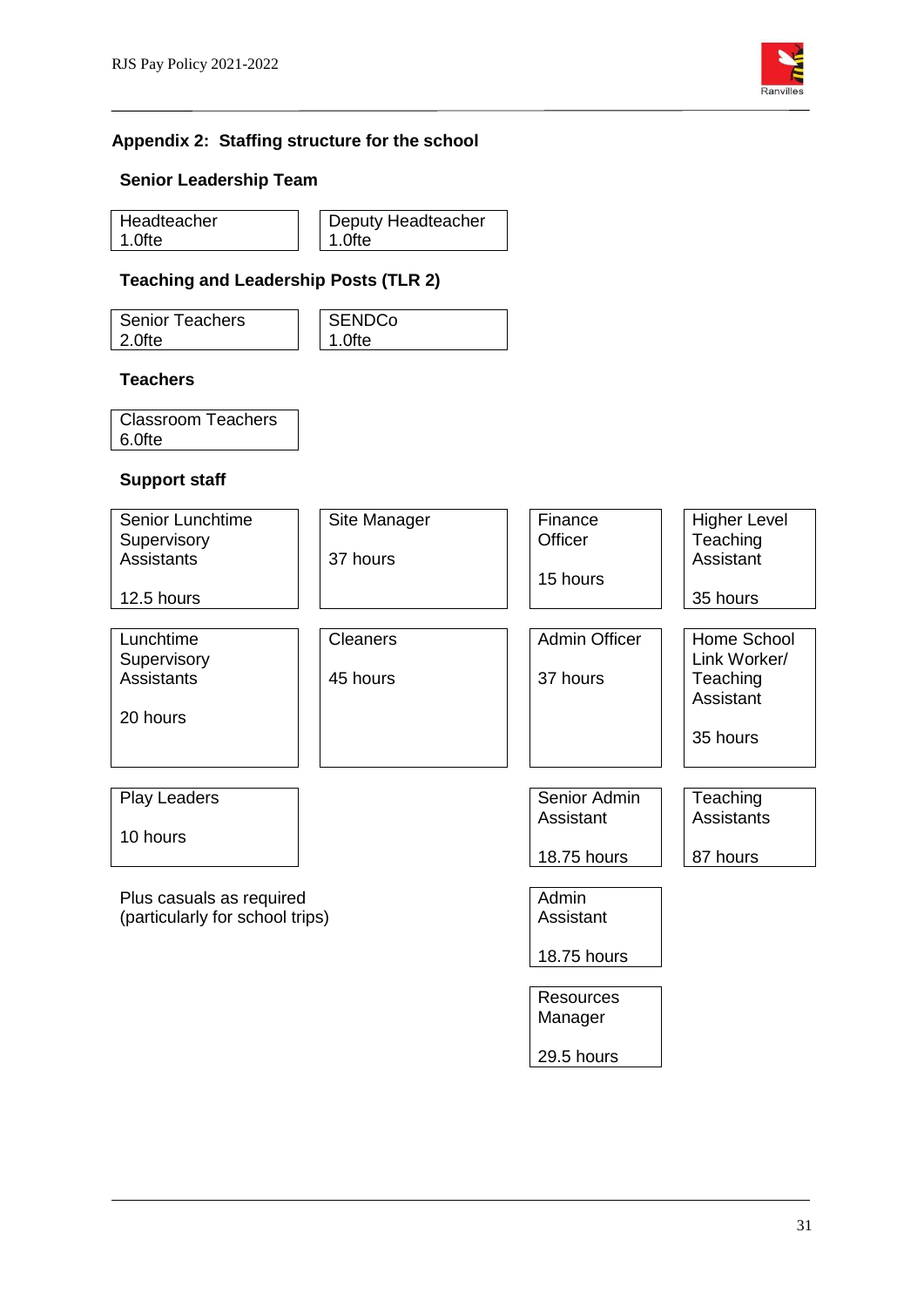## Appendix 2: Staffing structure for the school

### Senior Leadership Team

- Headteacher 1.0fte
- Deputy Headteacher 1.0fte

### Teaching and Leadership Posts (TLR 2)

- Senior Teachers 2.0fte
- SENDCo 1.0fte

### Teachers

- Classroom Teachers 6.0fte

### Support staff

| | | | |
|---|---|---|---|
| Senior Lunchtime Supervisory Assistants 12.5 hours | Site Manager 37 hours | Finance Officer 15 hours | Higher Level Teaching Assistant 35 hours |
| Lunchtime Supervisory Assistants 20 hours | Cleaners 45 hours | Admin Officer 37 hours | Home School Link Worker/ Teaching Assistant 35 hours |
| Play Leaders 10 hours | | Senior Admin Assistant 18.75 hours | Teaching Assistants 87 hours |
| | | Admin Assistant 18.75 hours | |
| | | Resources Manager 29.5 hours | |

Plus casuals as required (particularly for school trips)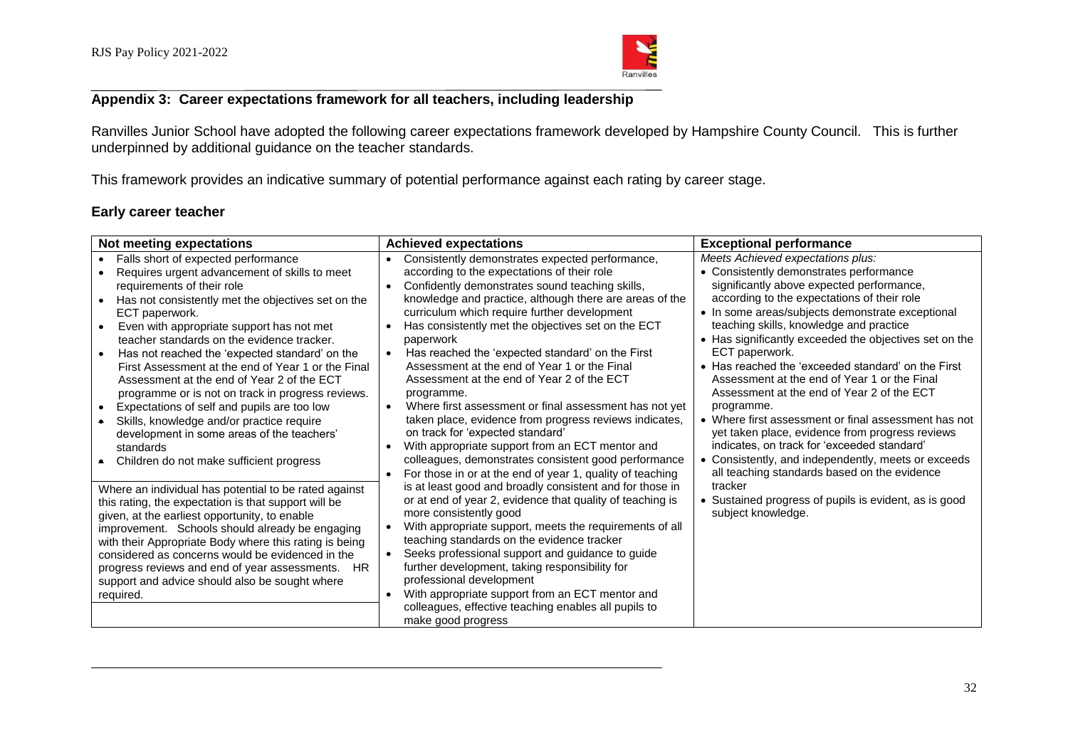## Appendix 3: Career expectations framework for all teachers, including leadership

Ranvilles Junior School have adopted the following career expectations framework developed by Hampshire County Council. This is further underpinned by additional guidance on the teacher standards.

This framework provides an indicative summary of potential performance against each rating by career stage.

### Early career teacher

| Not meeting expectations | Achieved expectations | Exceptional performance |
|---|---|---|
| • Falls short of expected performance<br>• Requires urgent advancement of skills to meet requirements of their role<br>• Has not consistently met the objectives set on the ECT paperwork.<br>• Even with appropriate support has not met teacher standards on the evidence tracker.<br>• Has not reached the 'expected standard' on the First Assessment at the end of Year 1 or the Final Assessment at the end of Year 2 of the ECT programme or is not on track in progress reviews.<br>• Expectations of self and pupils are too low<br>• Skills, knowledge and/or practice require development in some areas of the teachers' standards<br>• Children do not make sufficient progress<br><br>Where an individual has potential to be rated against this rating, the expectation is that support will be given, at the earliest opportunity, to enable improvement. Schools should already be engaging with their Appropriate Body where this rating is being considered as concerns would be evidenced in the progress reviews and end of year assessments. HR support and advice should also be sought where required. | • Consistently demonstrates expected performance, according to the expectations of their role<br>• Confidently demonstrates sound teaching skills, knowledge and practice, although there are areas of the curriculum which require further development<br>• Has consistently met the objectives set on the ECT paperwork<br>• Has reached the 'expected standard' on the First Assessment at the end of Year 1 or the Final Assessment at the end of Year 2 of the ECT programme.<br>• Where first assessment or final assessment has not yet taken place, evidence from progress reviews indicates, on track for 'expected standard'<br>• With appropriate support from an ECT mentor and colleagues, demonstrates consistent good performance<br>• For those in or at the end of year 1, quality of teaching is at least good and broadly consistent and for those in or at end of year 2, evidence that quality of teaching is more consistently good<br>• With appropriate support, meets the requirements of all teaching standards on the evidence tracker<br>• Seeks professional support and guidance to guide further development, taking responsibility for professional development<br>• With appropriate support from an ECT mentor and colleagues, effective teaching enables all pupils to make good progress | *Meets Achieved expectations plus:*<br>• Consistently demonstrates performance significantly above expected performance, according to the expectations of their role<br>• In some areas/subjects demonstrate exceptional teaching skills, knowledge and practice<br>• Has significantly exceeded the objectives set on the ECT paperwork.<br>• Has reached the 'exceeded standard' on the First Assessment at the end of Year 1 or the Final Assessment at the end of Year 2 of the ECT programme.<br>• Where first assessment or final assessment has not yet taken place, evidence from progress reviews indicates, on track for 'exceeded standard'<br>• Consistently, and independently, meets or exceeds all teaching standards based on the evidence tracker<br>• Sustained progress of pupils is evident, as is good subject knowledge. |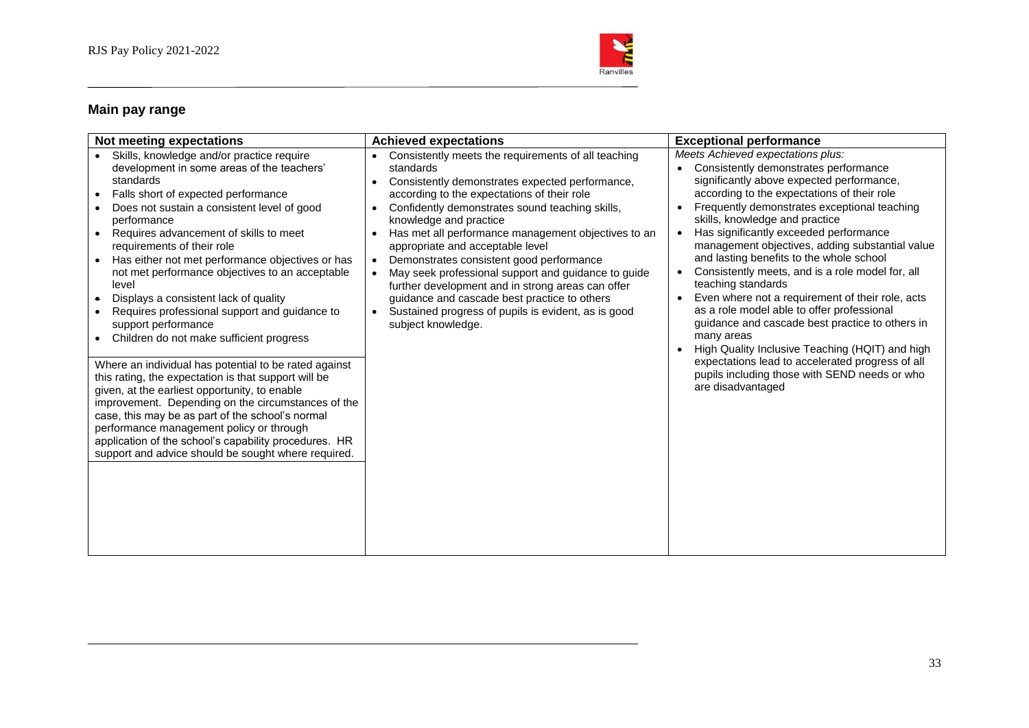## Main pay range

| Not meeting expectations | Achieved expectations | Exceptional performance |
|---|---|---|
| • Skills, knowledge and/or practice require development in some areas of the teachers' standards<br>• Falls short of expected performance<br>• Does not sustain a consistent level of good performance<br>• Requires advancement of skills to meet requirements of their role<br>• Has either not met performance objectives or has not met performance objectives to an acceptable level<br>• Displays a consistent lack of quality<br>• Requires professional support and guidance to support performance<br>• Children do not make sufficient progress<br><br>Where an individual has potential to be rated against this rating, the expectation is that support will be given, at the earliest opportunity, to enable improvement. Depending on the circumstances of the case, this may be as part of the school's normal performance management policy or through application of the school's capability procedures. HR support and advice should be sought where required. | • Consistently meets the requirements of all teaching standards<br>• Consistently demonstrates expected performance, according to the expectations of their role<br>• Confidently demonstrates sound teaching skills, knowledge and practice<br>• Has met all performance management objectives to an appropriate and acceptable level<br>• Demonstrates consistent good performance<br>• May seek professional support and guidance to guide further development and in strong areas can offer guidance and cascade best practice to others<br>• Sustained progress of pupils is evident, as is good subject knowledge. | *Meets Achieved expectations plus:*<br>• Consistently demonstrates performance significantly above expected performance, according to the expectations of their role<br>• Frequently demonstrates exceptional teaching skills, knowledge and practice<br>• Has significantly exceeded performance management objectives, adding substantial value and lasting benefits to the whole school<br>• Consistently meets, and is a role model for, all teaching standards<br>• Even where not a requirement of their role, acts as a role model able to offer professional guidance and cascade best practice to others in many areas<br>• High Quality Inclusive Teaching (HQIT) and high expectations lead to accelerated progress of all pupils including those with SEND needs or who are disadvantaged |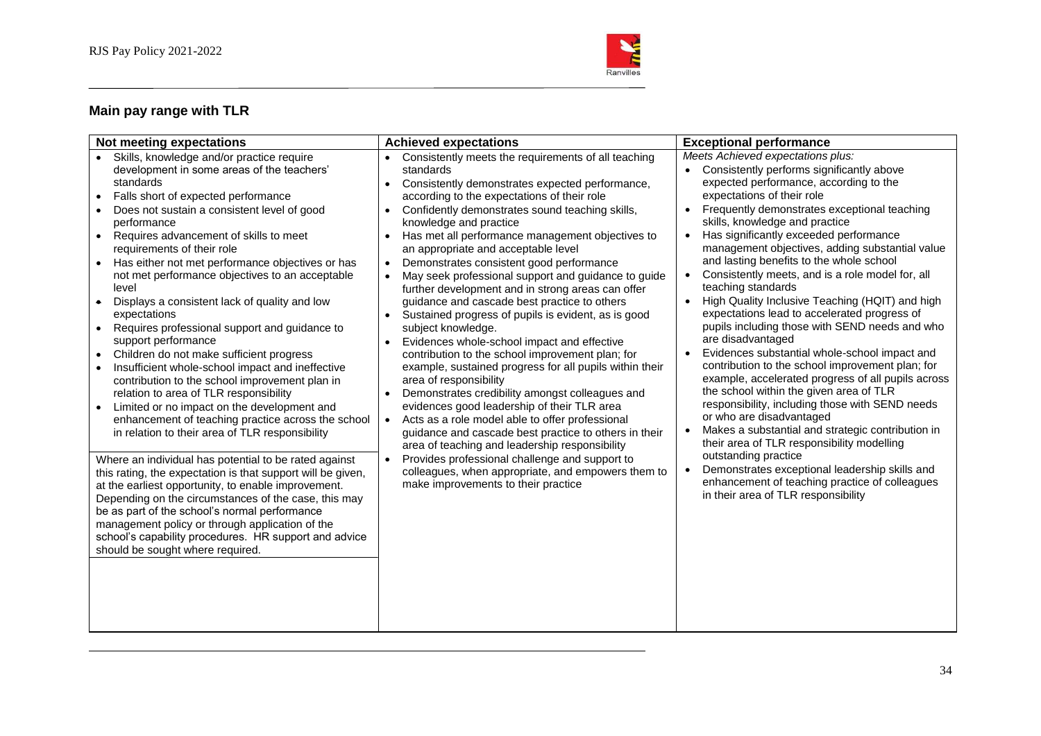## Main pay range with TLR

| Not meeting expectations | Achieved expectations | Exceptional performance |
|---|---|---|
| • Skills, knowledge and/or practice require development in some areas of the teachers' standards<br>• Falls short of expected performance<br>• Does not sustain a consistent level of good performance<br>• Requires advancement of skills to meet requirements of their role<br>• Has either not met performance objectives or has not met performance objectives to an acceptable level<br>• Displays a consistent lack of quality and low expectations<br>• Requires professional support and guidance to support performance<br>• Children do not make sufficient progress<br>• Insufficient whole-school impact and ineffective contribution to the school improvement plan in relation to area of TLR responsibility<br>• Limited or no impact on the development and enhancement of teaching practice across the school in relation to their area of TLR responsibility<br><br>Where an individual has potential to be rated against this rating, the expectation is that support will be given, at the earliest opportunity, to enable improvement. Depending on the circumstances of the case, this may be as part of the school's normal performance management policy or through application of the school's capability procedures. HR support and advice should be sought where required. | • Consistently meets the requirements of all teaching standards<br>• Consistently demonstrates expected performance, according to the expectations of their role<br>• Confidently demonstrates sound teaching skills, knowledge and practice<br>• Has met all performance management objectives to an appropriate and acceptable level<br>• Demonstrates consistent good performance<br>• May seek professional support and guidance to guide further development and in strong areas can offer guidance and cascade best practice to others<br>• Sustained progress of pupils is evident, as is good subject knowledge.<br>• Evidences whole-school impact and effective contribution to the school improvement plan; for example, sustained progress for all pupils within their area of responsibility<br>• Demonstrates credibility amongst colleagues and evidences good leadership of their TLR area<br>• Acts as a role model able to offer professional guidance and cascade best practice to others in their area of teaching and leadership responsibility<br>• Provides professional challenge and support to colleagues, when appropriate, and empowers them to make improvements to their practice | *Meets Achieved expectations plus:*<br>• Consistently performs significantly above expected performance, according to the expectations of their role<br>• Frequently demonstrates exceptional teaching skills, knowledge and practice<br>• Has significantly exceeded performance management objectives, adding substantial value and lasting benefits to the whole school<br>• Consistently meets, and is a role model for, all teaching standards<br>• High Quality Inclusive Teaching (HQIT) and high expectations lead to accelerated progress of pupils including those with SEND needs and who are disadvantaged<br>• Evidences substantial whole-school impact and contribution to the school improvement plan; for example, accelerated progress of all pupils across the school within the given area of TLR responsibility, including those with SEND needs or who are disadvantaged<br>• Makes a substantial and strategic contribution in their area of TLR responsibility modelling outstanding practice<br>• Demonstrates exceptional leadership skills and enhancement of teaching practice of colleagues in their area of TLR responsibility |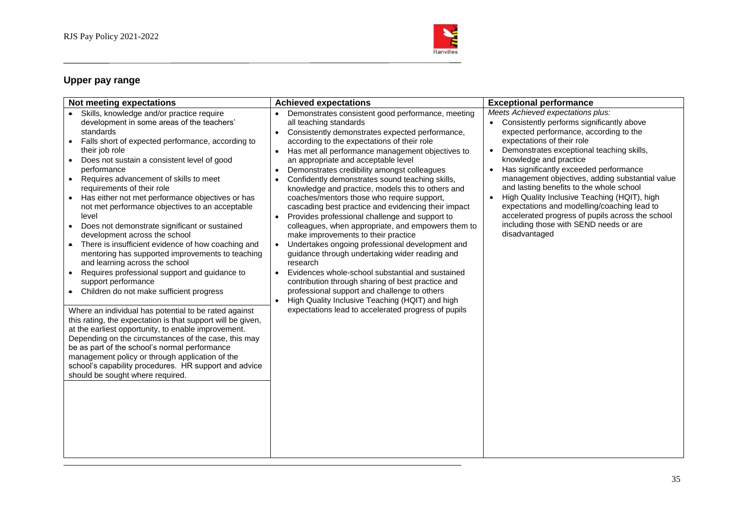## Upper pay range

| Not meeting expectations | Achieved expectations | Exceptional performance |
|---|---|---|
| • Skills, knowledge and/or practice require development in some areas of the teachers' standards<br>• Falls short of expected performance, according to their job role<br>• Does not sustain a consistent level of good performance<br>• Requires advancement of skills to meet requirements of their role<br>• Has either not met performance objectives or has not met performance objectives to an acceptable level<br>• Does not demonstrate significant or sustained development across the school<br>• There is insufficient evidence of how coaching and mentoring has supported improvements to teaching and learning across the school<br>• Requires professional support and guidance to support performance<br>• Children do not make sufficient progress<br><br>Where an individual has potential to be rated against this rating, the expectation is that support will be given, at the earliest opportunity, to enable improvement. Depending on the circumstances of the case, this may be as part of the school's normal performance management policy or through application of the school's capability procedures. HR support and advice should be sought where required. | • Demonstrates consistent good performance, meeting all teaching standards<br>• Consistently demonstrates expected performance, according to the expectations of their role<br>• Has met all performance management objectives to an appropriate and acceptable level<br>• Demonstrates credibility amongst colleagues<br>• Confidently demonstrates sound teaching skills, knowledge and practice, models this to others and coaches/mentors those who require support, cascading best practice and evidencing their impact<br>• Provides professional challenge and support to colleagues, when appropriate, and empowers them to make improvements to their practice<br>• Undertakes ongoing professional development and guidance through undertaking wider reading and research<br>• Evidences whole-school substantial and sustained contribution through sharing of best practice and professional support and challenge to others<br>• High Quality Inclusive Teaching (HQIT) and high expectations lead to accelerated progress of pupils | *Meets Achieved expectations plus:*<br>• Consistently performs significantly above expected performance, according to the expectations of their role<br>• Demonstrates exceptional teaching skills, knowledge and practice<br>• Has significantly exceeded performance management objectives, adding substantial value and lasting benefits to the whole school<br>• High Quality Inclusive Teaching (HQIT), high expectations and modelling/coaching lead to accelerated progress of pupils across the school including those with SEND needs or are disadvantaged |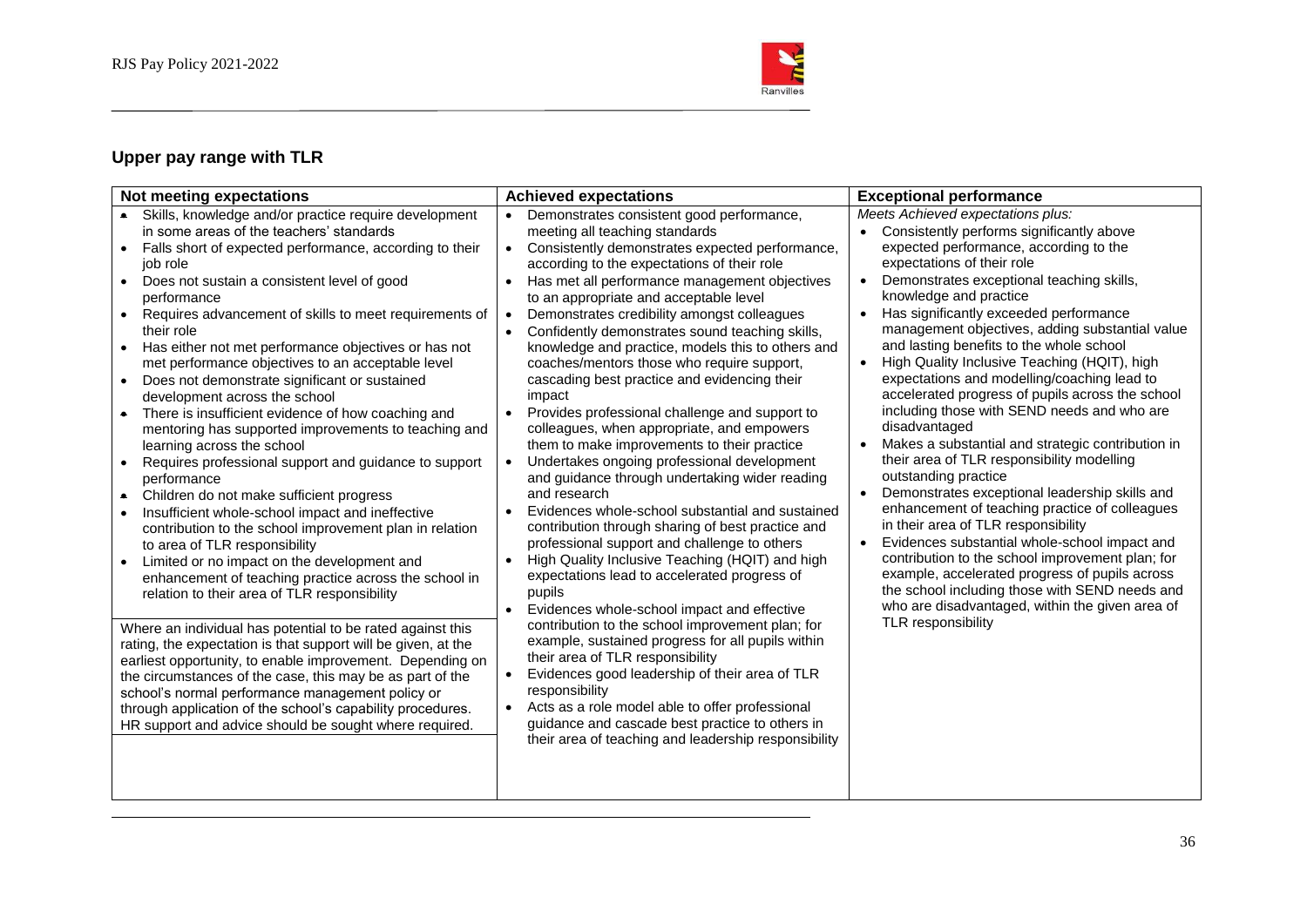## Upper pay range with TLR

| Not meeting expectations | Achieved expectations | Exceptional performance |
|---|---|---|
| • Skills, knowledge and/or practice require development in some areas of the teachers' standards<br>• Falls short of expected performance, according to their job role<br>• Does not sustain a consistent level of good performance<br>• Requires advancement of skills to meet requirements of their role<br>• Has either not met performance objectives or has not met performance objectives to an acceptable level<br>• Does not demonstrate significant or sustained development across the school<br>• There is insufficient evidence of how coaching and mentoring has supported improvements to teaching and learning across the school<br>• Requires professional support and guidance to support performance<br>• Children do not make sufficient progress<br>• Insufficient whole-school impact and ineffective contribution to the school improvement plan in relation to area of TLR responsibility<br>• Limited or no impact on the development and enhancement of teaching practice across the school in relation to their area of TLR responsibility<br><br>Where an individual has potential to be rated against this rating, the expectation is that support will be given, at the earliest opportunity, to enable improvement. Depending on the circumstances of the case, this may be as part of the school's normal performance management policy or through application of the school's capability procedures. HR support and advice should be sought where required. | • Demonstrates consistent good performance, meeting all teaching standards<br>• Consistently demonstrates expected performance, according to the expectations of their role<br>• Has met all performance management objectives to an appropriate and acceptable level<br>• Demonstrates credibility amongst colleagues<br>• Confidently demonstrates sound teaching skills, knowledge and practice, models this to others and coaches/mentors those who require support, cascading best practice and evidencing their impact<br>• Provides professional challenge and support to colleagues, when appropriate, and empowers them to make improvements to their practice<br>• Undertakes ongoing professional development and guidance through undertaking wider reading and research<br>• Evidences whole-school substantial and sustained contribution through sharing of best practice and professional support and challenge to others<br>• High Quality Inclusive Teaching (HQIT) and high expectations lead to accelerated progress of pupils<br>• Evidences whole-school impact and effective contribution to the school improvement plan; for example, sustained progress for all pupils within their area of TLR responsibility<br>• Evidences good leadership of their area of TLR responsibility<br>• Acts as a role model able to offer professional guidance and cascade best practice to others in their area of teaching and leadership responsibility | *Meets Achieved expectations plus:*<br>• Consistently performs significantly above expected performance, according to the expectations of their role<br>• Demonstrates exceptional teaching skills, knowledge and practice<br>• Has significantly exceeded performance management objectives, adding substantial value and lasting benefits to the whole school<br>• High Quality Inclusive Teaching (HQIT), high expectations and modelling/coaching lead to accelerated progress of pupils across the school including those with SEND needs and who are disadvantaged<br>• Makes a substantial and strategic contribution in their area of TLR responsibility modelling outstanding practice<br>• Demonstrates exceptional leadership skills and enhancement of teaching practice of colleagues in their area of TLR responsibility<br>• Evidences substantial whole-school impact and contribution to the school improvement plan; for example, accelerated progress of pupils across the school including those with SEND needs and who are disadvantaged, within the given area of TLR responsibility |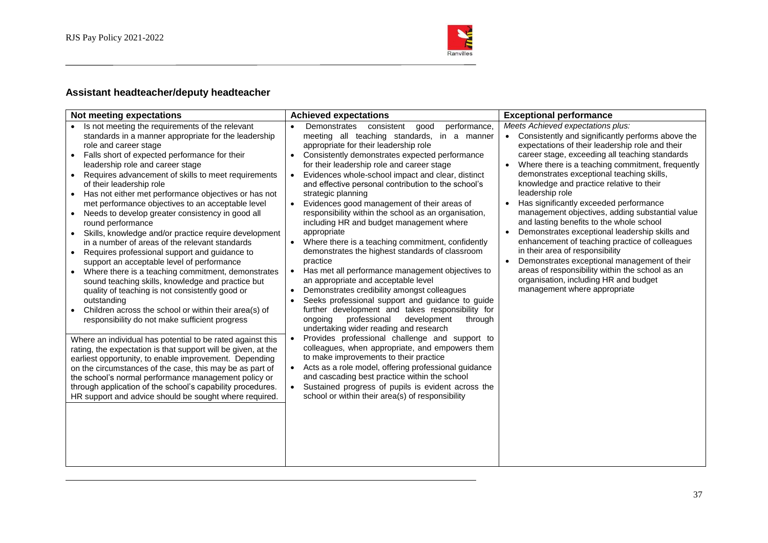## Assistant headteacher/deputy headteacher

| Not meeting expectations | Achieved expectations | Exceptional performance |
| --- | --- | --- |
| • Is not meeting the requirements of the relevant standards in a manner appropriate for the leadership role and career stage<br>• Falls short of expected performance for their leadership role and career stage<br>• Requires advancement of skills to meet requirements of their leadership role<br>• Has not either met performance objectives or has not met performance objectives to an acceptable level<br>• Needs to develop greater consistency in good all round performance<br>• Skills, knowledge and/or practice require development in a number of areas of the relevant standards<br>• Requires professional support and guidance to support an acceptable level of performance<br>• Where there is a teaching commitment, demonstrates sound teaching skills, knowledge and practice but quality of teaching is not consistently good or outstanding<br>• Children across the school or within their area(s) of responsibility do not make sufficient progress<br><br>Where an individual has potential to be rated against this rating, the expectation is that support will be given, at the earliest opportunity, to enable improvement. Depending on the circumstances of the case, this may be as part of the school's normal performance management policy or through application of the school's capability procedures. HR support and advice should be sought where required. | • Demonstrates consistent good performance, meeting all teaching standards, in a manner appropriate for their leadership role<br>• Consistently demonstrates expected performance for their leadership role and career stage<br>• Evidences whole-school impact and clear, distinct and effective personal contribution to the school's strategic planning<br>• Evidences good management of their areas of responsibility within the school as an organisation, including HR and budget management where appropriate<br>• Where there is a teaching commitment, confidently demonstrates the highest standards of classroom practice<br>• Has met all performance management objectives to an appropriate and acceptable level<br>• Demonstrates credibility amongst colleagues<br>• Seeks professional support and guidance to guide further development and takes responsibility for ongoing professional development through undertaking wider reading and research<br>• Provides professional challenge and support to colleagues, when appropriate, and empowers them to make improvements to their practice<br>• Acts as a role model, offering professional guidance and cascading best practice within the school<br>• Sustained progress of pupils is evident across the school or within their area(s) of responsibility | *Meets Achieved expectations plus:*<br>• Consistently and significantly performs above the expectations of their leadership role and their career stage, exceeding all teaching standards<br>• Where there is a teaching commitment, frequently demonstrates exceptional teaching skills, knowledge and practice relative to their leadership role<br>• Has significantly exceeded performance management objectives, adding substantial value and lasting benefits to the whole school<br>• Demonstrates exceptional leadership skills and enhancement of teaching practice of colleagues in their area of responsibility<br>• Demonstrates exceptional management of their areas of responsibility within the school as an organisation, including HR and budget management where appropriate |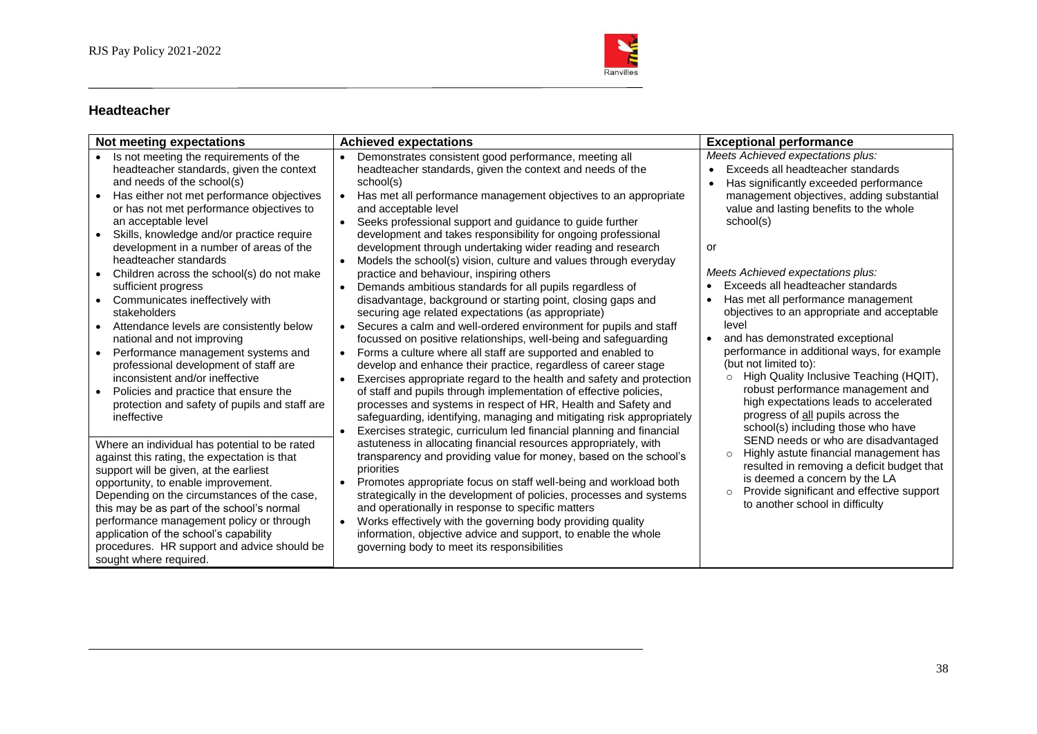## Headteacher

| Not meeting expectations | Achieved expectations | Exceptional performance |
|---|---|---|
| • Is not meeting the requirements of the headteacher standards, given the context and needs of the school(s)<br>• Has either not met performance objectives or has not met performance objectives to an acceptable level<br>• Skills, knowledge and/or practice require development in a number of areas of the headteacher standards<br>• Children across the school(s) do not make sufficient progress<br>• Communicates ineffectively with stakeholders<br>• Attendance levels are consistently below national and not improving<br>• Performance management systems and professional development of staff are inconsistent and/or ineffective<br>• Policies and practice that ensure the protection and safety of pupils and staff are ineffective<br><br>Where an individual has potential to be rated against this rating, the expectation is that support will be given, at the earliest opportunity, to enable improvement. Depending on the circumstances of the case, this may be as part of the school's normal performance management policy or through application of the school's capability procedures. HR support and advice should be sought where required. | • Demonstrates consistent good performance, meeting all headteacher standards, given the context and needs of the school(s)<br>• Has met all performance management objectives to an appropriate and acceptable level<br>• Seeks professional support and guidance to guide further development and takes responsibility for ongoing professional development through undertaking wider reading and research<br>• Models the school(s) vision, culture and values through everyday practice and behaviour, inspiring others<br>• Demands ambitious standards for all pupils regardless of disadvantage, background or starting point, closing gaps and securing age related expectations (as appropriate)<br>• Secures a calm and well-ordered environment for pupils and staff focussed on positive relationships, well-being and safeguarding<br>• Forms a culture where all staff are supported and enabled to develop and enhance their practice, regardless of career stage<br>• Exercises appropriate regard to the health and safety and protection of staff and pupils through implementation of effective policies, processes and systems in respect of HR, Health and Safety and safeguarding, identifying, managing and mitigating risk appropriately<br>• Exercises strategic, curriculum led financial planning and financial astuteness in allocating financial resources appropriately, with transparency and providing value for money, based on the school's priorities<br>• Promotes appropriate focus on staff well-being and workload both strategically in the development of policies, processes and systems and operationally in response to specific matters<br>• Works effectively with the governing body providing quality information, objective advice and support, to enable the whole governing body to meet its responsibilities | *Meets Achieved expectations plus:*<br>• Exceeds all headteacher standards<br>• Has significantly exceeded performance management objectives, adding substantial value and lasting benefits to the whole school(s)<br><br>or<br><br>*Meets Achieved expectations plus:*<br>• Exceeds all headteacher standards<br>• Has met all performance management objectives to an appropriate and acceptable level<br>• and has demonstrated exceptional performance in additional ways, for example (but not limited to):<br>&nbsp;&nbsp;○ High Quality Inclusive Teaching (HQIT), robust performance management and high expectations leads to accelerated progress of <u>all</u> pupils across the school(s) including those who have SEND needs or who are disadvantaged<br>&nbsp;&nbsp;○ Highly astute financial management has resulted in removing a deficit budget that is deemed a concern by the LA<br>&nbsp;&nbsp;○ Provide significant and effective support to another school in difficulty |